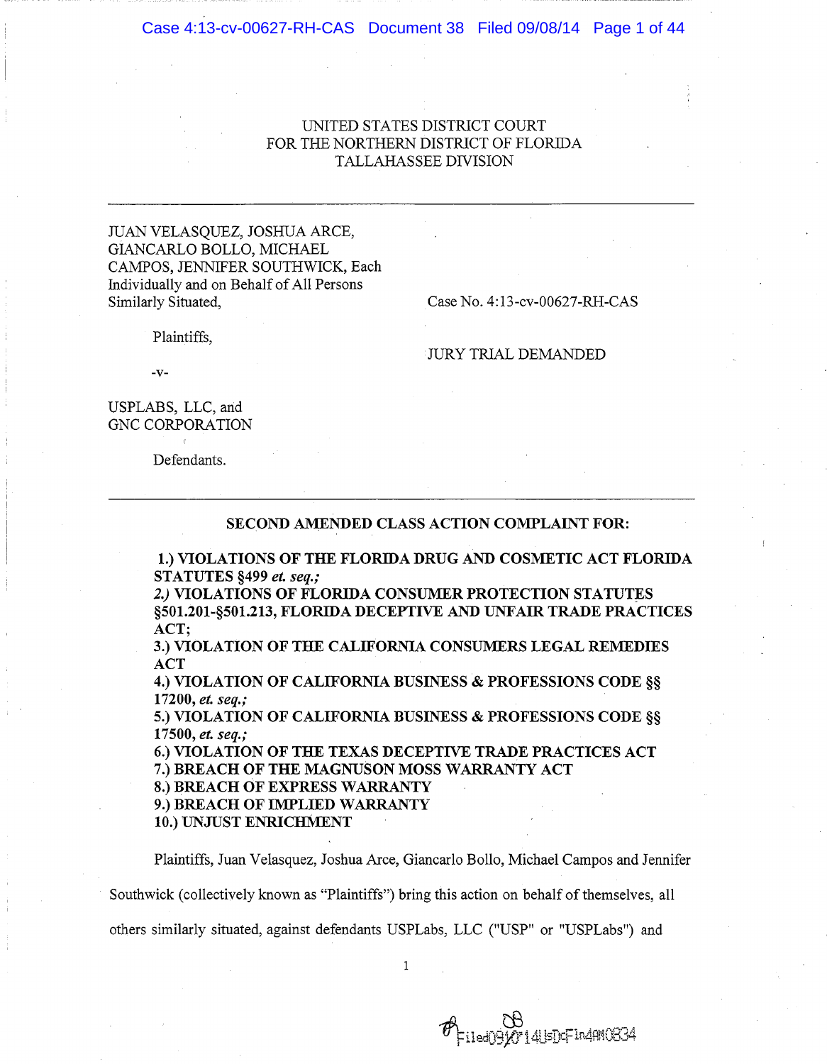UNITED STATES DISTRICT COURT
FOR THE NORTHERN DISTRICT OF FLORIDA
TALLAHASSEE DIVISION

JUAN VELASQUEZ, JOSHUA ARCE, GIANCARLO BOLLO, MICHAEL CAMPOS, JENNIFER SOUTHWICK, Each Individually and on Behalf of All Persons Similarly Situated,

Plaintiffs,

-v-

USPLABS, LLC, and GNC CORPORATION

Defendants.

Case No. 4:13-cv-00627-RH-CAS

JURY TRIAL DEMANDED

**SECOND AMENDED CLASS ACTION COMPLAINT FOR:**

**1.) VIOLATIONS OF THE FLORIDA DRUG AND COSMETIC ACT FLORIDA STATUTES §499 *et. seq.;***
***2.)* VIOLATIONS OF FLORIDA CONSUMER PROTECTION STATUTES §501.201-§501.213, FLORIDA DECEPTIVE AND UNFAIR TRADE PRACTICES ACT;**
**3.) VIOLATION OF THE CALIFORNIA CONSUMERS LEGAL REMEDIES ACT**
**4.) VIOLATION OF CALIFORNIA BUSINESS & PROFESSIONS CODE §§ 17200, *et. seq.;***
**5.) VIOLATION OF CALIFORNIA BUSINESS & PROFESSIONS CODE §§ 17500, *et. seq.;***
**6.) VIOLATION OF THE TEXAS DECEPTIVE TRADE PRACTICES ACT**
**7.) BREACH OF THE MAGNUSON MOSS WARRANTY ACT**
**8.) BREACH OF EXPRESS WARRANTY**
**9.) BREACH OF IMPLIED WARRANTY**
**10.) UNJUST ENRICHMENT**

Plaintiffs, Juan Velasquez, Joshua Arce, Giancarlo Bollo, Michael Campos and Jennifer Southwick (collectively known as "Plaintiffs") bring this action on behalf of themselves, all others similarly situated, against defendants USPLabs, LLC ("USP" or "USPLabs") and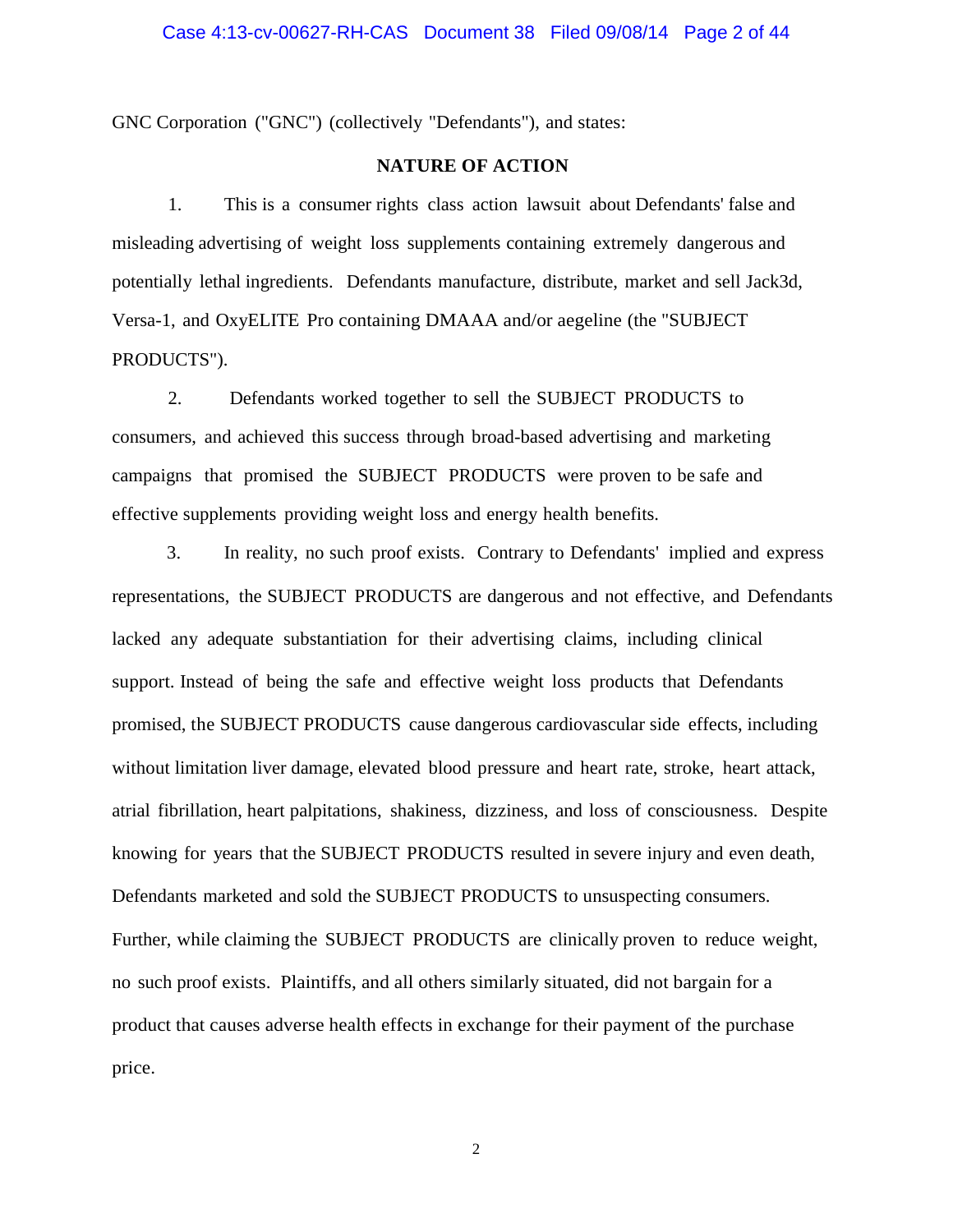GNC Corporation ("GNC") (collectively "Defendants"), and states:

## NATURE OF ACTION

1. This is a consumer rights class action lawsuit about Defendants' false and misleading advertising of weight loss supplements containing extremely dangerous and potentially lethal ingredients. Defendants manufacture, distribute, market and sell Jack3d, Versa-1, and OxyELITE Pro containing DMAAA and/or aegeline (the "SUBJECT PRODUCTS").

2. Defendants worked together to sell the SUBJECT PRODUCTS to consumers, and achieved this success through broad-based advertising and marketing campaigns that promised the SUBJECT PRODUCTS were proven to be safe and effective supplements providing weight loss and energy health benefits.

3. In reality, no such proof exists. Contrary to Defendants' implied and express representations, the SUBJECT PRODUCTS are dangerous and not effective, and Defendants lacked any adequate substantiation for their advertising claims, including clinical support. Instead of being the safe and effective weight loss products that Defendants promised, the SUBJECT PRODUCTS cause dangerous cardiovascular side effects, including without limitation liver damage, elevated blood pressure and heart rate, stroke, heart attack, atrial fibrillation, heart palpitations, shakiness, dizziness, and loss of consciousness. Despite knowing for years that the SUBJECT PRODUCTS resulted in severe injury and even death, Defendants marketed and sold the SUBJECT PRODUCTS to unsuspecting consumers. Further, while claiming the SUBJECT PRODUCTS are clinically proven to reduce weight, no such proof exists. Plaintiffs, and all others similarly situated, did not bargain for a product that causes adverse health effects in exchange for their payment of the purchase price.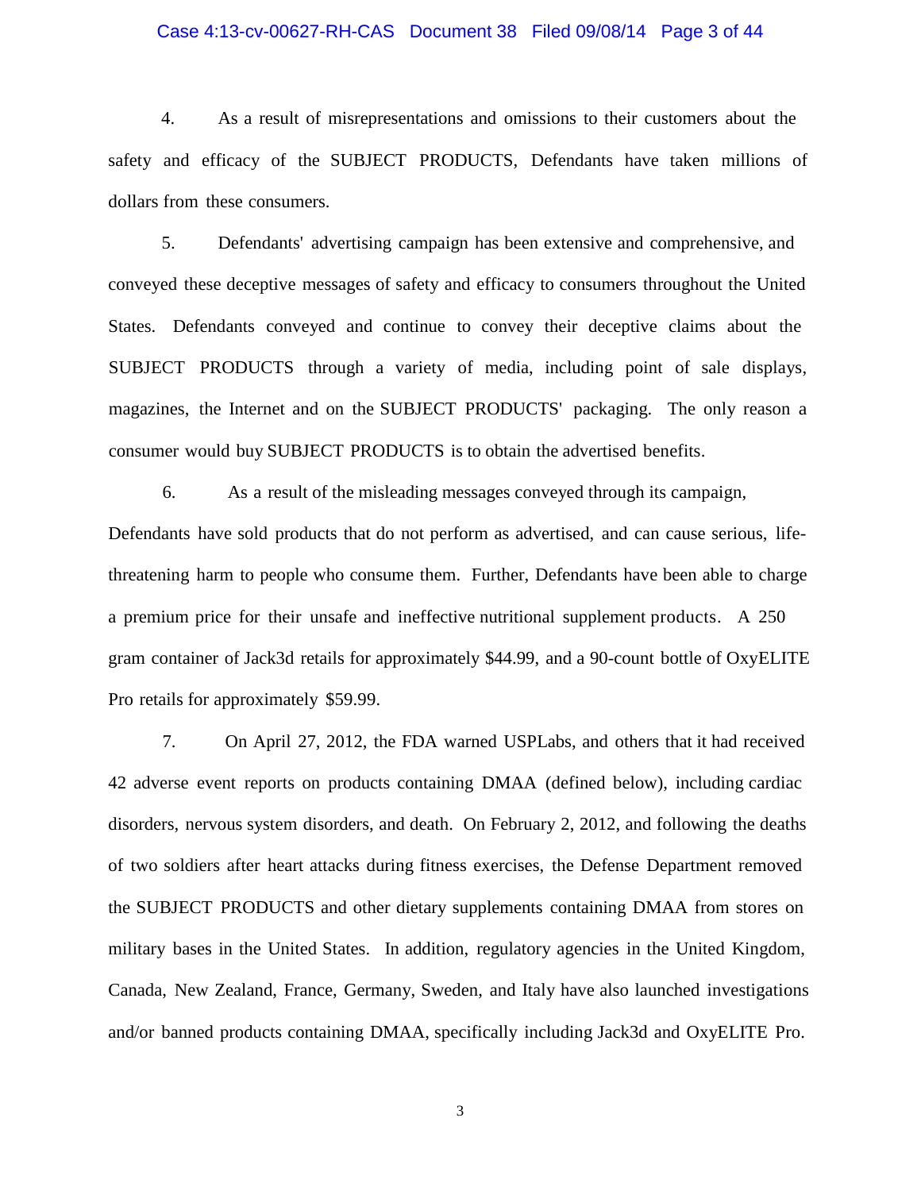4. As a result of misrepresentations and omissions to their customers about the safety and efficacy of the SUBJECT PRODUCTS, Defendants have taken millions of dollars from these consumers.

5. Defendants' advertising campaign has been extensive and comprehensive, and conveyed these deceptive messages of safety and efficacy to consumers throughout the United States. Defendants conveyed and continue to convey their deceptive claims about the SUBJECT PRODUCTS through a variety of media, including point of sale displays, magazines, the Internet and on the SUBJECT PRODUCTS' packaging. The only reason a consumer would buy SUBJECT PRODUCTS is to obtain the advertised benefits.

6. As a result of the misleading messages conveyed through its campaign, Defendants have sold products that do not perform as advertised, and can cause serious, life-threatening harm to people who consume them. Further, Defendants have been able to charge a premium price for their unsafe and ineffective nutritional supplement products. A 250 gram container of Jack3d retails for approximately $44.99, and a 90-count bottle of OxyELITE Pro retails for approximately $59.99.

7. On April 27, 2012, the FDA warned USPLabs, and others that it had received 42 adverse event reports on products containing DMAA (defined below), including cardiac disorders, nervous system disorders, and death. On February 2, 2012, and following the deaths of two soldiers after heart attacks during fitness exercises, the Defense Department removed the SUBJECT PRODUCTS and other dietary supplements containing DMAA from stores on military bases in the United States. In addition, regulatory agencies in the United Kingdom, Canada, New Zealand, France, Germany, Sweden, and Italy have also launched investigations and/or banned products containing DMAA, specifically including Jack3d and OxyELITE Pro.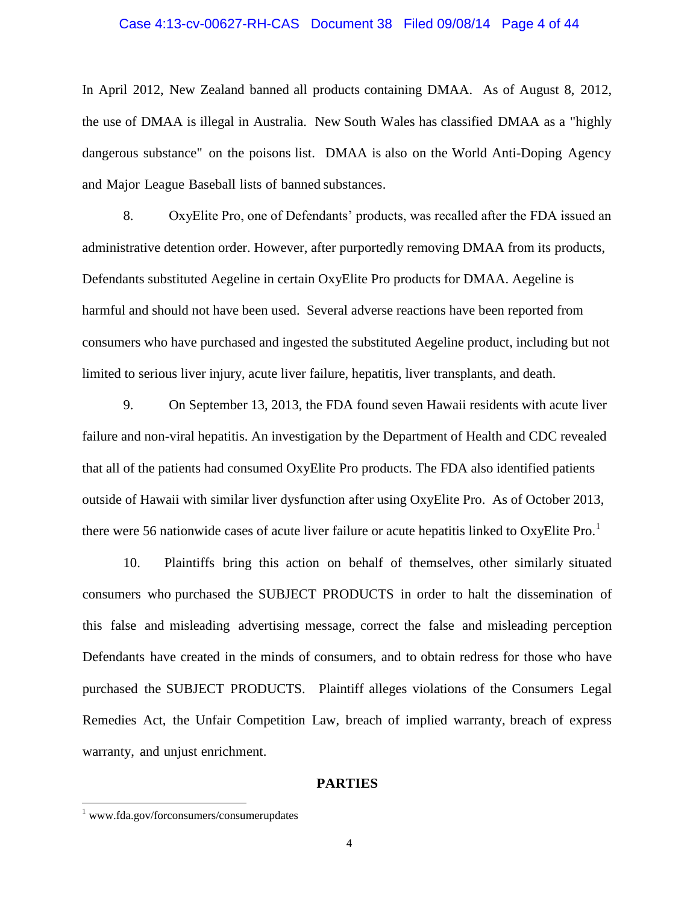In April 2012, New Zealand banned all products containing DMAA. As of August 8, 2012, the use of DMAA is illegal in Australia. New South Wales has classified DMAA as a "highly dangerous substance" on the poisons list. DMAA is also on the World Anti-Doping Agency and Major League Baseball lists of banned substances.

8. OxyElite Pro, one of Defendants' products, was recalled after the FDA issued an administrative detention order. However, after purportedly removing DMAA from its products, Defendants substituted Aegeline in certain OxyElite Pro products for DMAA. Aegeline is harmful and should not have been used. Several adverse reactions have been reported from consumers who have purchased and ingested the substituted Aegeline product, including but not limited to serious liver injury, acute liver failure, hepatitis, liver transplants, and death.

9. On September 13, 2013, the FDA found seven Hawaii residents with acute liver failure and non-viral hepatitis. An investigation by the Department of Health and CDC revealed that all of the patients had consumed OxyElite Pro products. The FDA also identified patients outside of Hawaii with similar liver dysfunction after using OxyElite Pro. As of October 2013, there were 56 nationwide cases of acute liver failure or acute hepatitis linked to OxyElite Pro.[1]

10. Plaintiffs bring this action on behalf of themselves, other similarly situated consumers who purchased the SUBJECT PRODUCTS in order to halt the dissemination of this false and misleading advertising message, correct the false and misleading perception Defendants have created in the minds of consumers, and to obtain redress for those who have purchased the SUBJECT PRODUCTS. Plaintiff alleges violations of the Consumers Legal Remedies Act, the Unfair Competition Law, breach of implied warranty, breach of express warranty, and unjust enrichment.

## PARTIES

[1] www.fda.gov/forconsumers/consumerupdates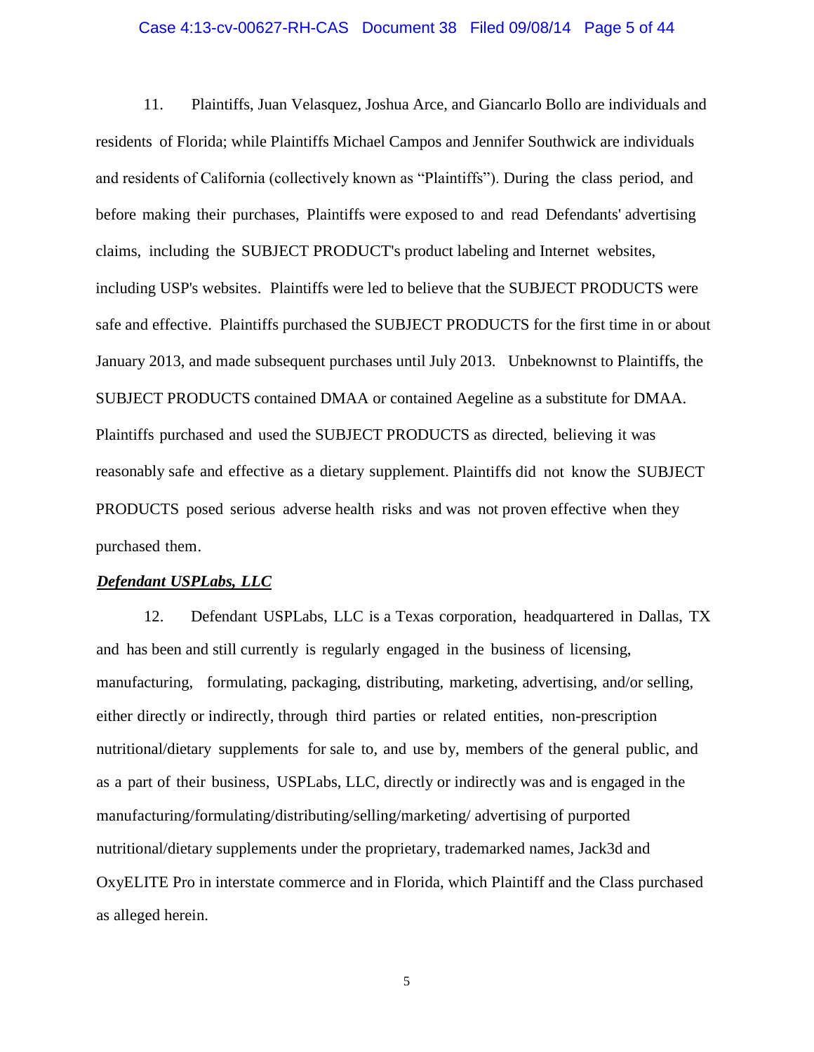11. Plaintiffs, Juan Velasquez, Joshua Arce, and Giancarlo Bollo are individuals and residents of Florida; while Plaintiffs Michael Campos and Jennifer Southwick are individuals and residents of California (collectively known as "Plaintiffs"). During the class period, and before making their purchases, Plaintiffs were exposed to and read Defendants' advertising claims, including the SUBJECT PRODUCT's product labeling and Internet websites, including USP's websites. Plaintiffs were led to believe that the SUBJECT PRODUCTS were safe and effective. Plaintiffs purchased the SUBJECT PRODUCTS for the first time in or about January 2013, and made subsequent purchases until July 2013. Unbeknownst to Plaintiffs, the SUBJECT PRODUCTS contained DMAA or contained Aegeline as a substitute for DMAA. Plaintiffs purchased and used the SUBJECT PRODUCTS as directed, believing it was reasonably safe and effective as a dietary supplement. Plaintiffs did not know the SUBJECT PRODUCTS posed serious adverse health risks and was not proven effective when they purchased them.

***Defendant USPLabs, LLC***

12. Defendant USPLabs, LLC is a Texas corporation, headquartered in Dallas, TX and has been and still currently is regularly engaged in the business of licensing, manufacturing, formulating, packaging, distributing, marketing, advertising, and/or selling, either directly or indirectly, through third parties or related entities, non-prescription nutritional/dietary supplements for sale to, and use by, members of the general public, and as a part of their business, USPLabs, LLC, directly or indirectly was and is engaged in the manufacturing/formulating/distributing/selling/marketing/ advertising of purported nutritional/dietary supplements under the proprietary, trademarked names, Jack3d and OxyELITE Pro in interstate commerce and in Florida, which Plaintiff and the Class purchased as alleged herein.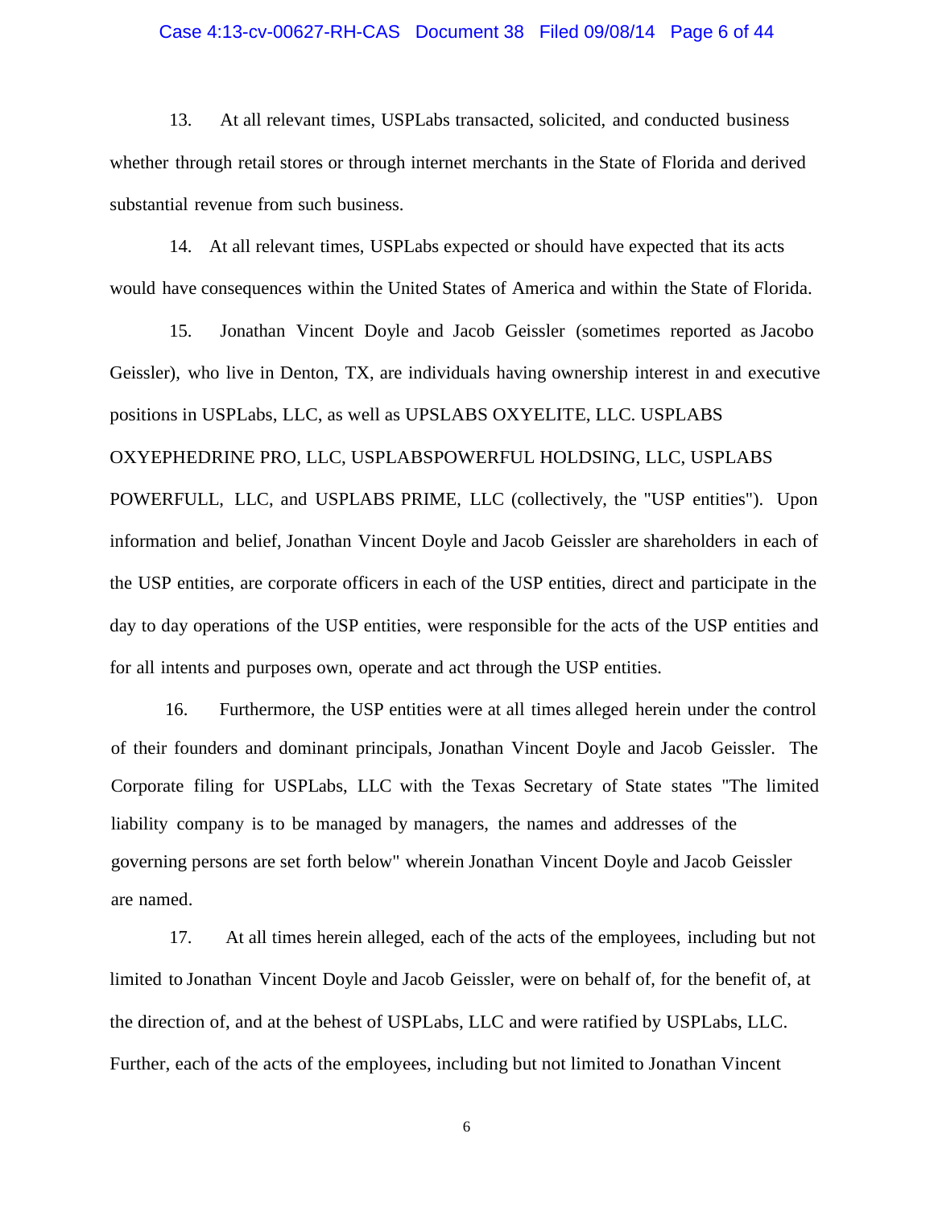13. At all relevant times, USPLabs transacted, solicited, and conducted business whether through retail stores or through internet merchants in the State of Florida and derived substantial revenue from such business.

14. At all relevant times, USPLabs expected or should have expected that its acts would have consequences within the United States of America and within the State of Florida.

15. Jonathan Vincent Doyle and Jacob Geissler (sometimes reported as Jacobo Geissler), who live in Denton, TX, are individuals having ownership interest in and executive positions in USPLabs, LLC, as well as UPSLABS OXYELITE, LLC. USPLABS OXYEPHEDRINE PRO, LLC, USPLABSPOWERFUL HOLDSING, LLC, USPLABS POWERFULL, LLC, and USPLABS PRIME, LLC (collectively, the "USP entities"). Upon information and belief, Jonathan Vincent Doyle and Jacob Geissler are shareholders in each of the USP entities, are corporate officers in each of the USP entities, direct and participate in the day to day operations of the USP entities, were responsible for the acts of the USP entities and for all intents and purposes own, operate and act through the USP entities.

16. Furthermore, the USP entities were at all times alleged herein under the control of their founders and dominant principals, Jonathan Vincent Doyle and Jacob Geissler. The Corporate filing for USPLabs, LLC with the Texas Secretary of State states "The limited liability company is to be managed by managers, the names and addresses of the governing persons are set forth below" wherein Jonathan Vincent Doyle and Jacob Geissler are named.

17. At all times herein alleged, each of the acts of the employees, including but not limited to Jonathan Vincent Doyle and Jacob Geissler, were on behalf of, for the benefit of, at the direction of, and at the behest of USPLabs, LLC and were ratified by USPLabs, LLC. Further, each of the acts of the employees, including but not limited to Jonathan Vincent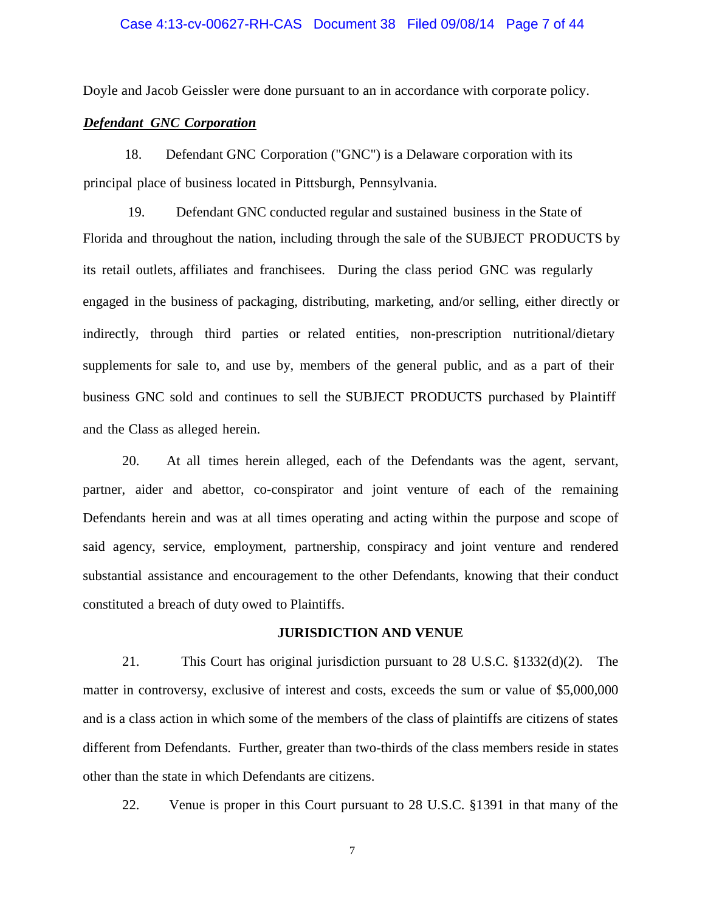Doyle and Jacob Geissler were done pursuant to an in accordance with corporate policy.

***Defendant GNC Corporation***

18. Defendant GNC Corporation ("GNC") is a Delaware corporation with its principal place of business located in Pittsburgh, Pennsylvania.

19. Defendant GNC conducted regular and sustained business in the State of Florida and throughout the nation, including through the sale of the SUBJECT PRODUCTS by its retail outlets, affiliates and franchisees. During the class period GNC was regularly engaged in the business of packaging, distributing, marketing, and/or selling, either directly or indirectly, through third parties or related entities, non-prescription nutritional/dietary supplements for sale to, and use by, members of the general public, and as a part of their business GNC sold and continues to sell the SUBJECT PRODUCTS purchased by Plaintiff and the Class as alleged herein.

20. At all times herein alleged, each of the Defendants was the agent, servant, partner, aider and abettor, co-conspirator and joint venture of each of the remaining Defendants herein and was at all times operating and acting within the purpose and scope of said agency, service, employment, partnership, conspiracy and joint venture and rendered substantial assistance and encouragement to the other Defendants, knowing that their conduct constituted a breach of duty owed to Plaintiffs.

## JURISDICTION AND VENUE

21. This Court has original jurisdiction pursuant to 28 U.S.C. §1332(d)(2). The matter in controversy, exclusive of interest and costs, exceeds the sum or value of $5,000,000 and is a class action in which some of the members of the class of plaintiffs are citizens of states different from Defendants. Further, greater than two-thirds of the class members reside in states other than the state in which Defendants are citizens.

22. Venue is proper in this Court pursuant to 28 U.S.C. §1391 in that many of the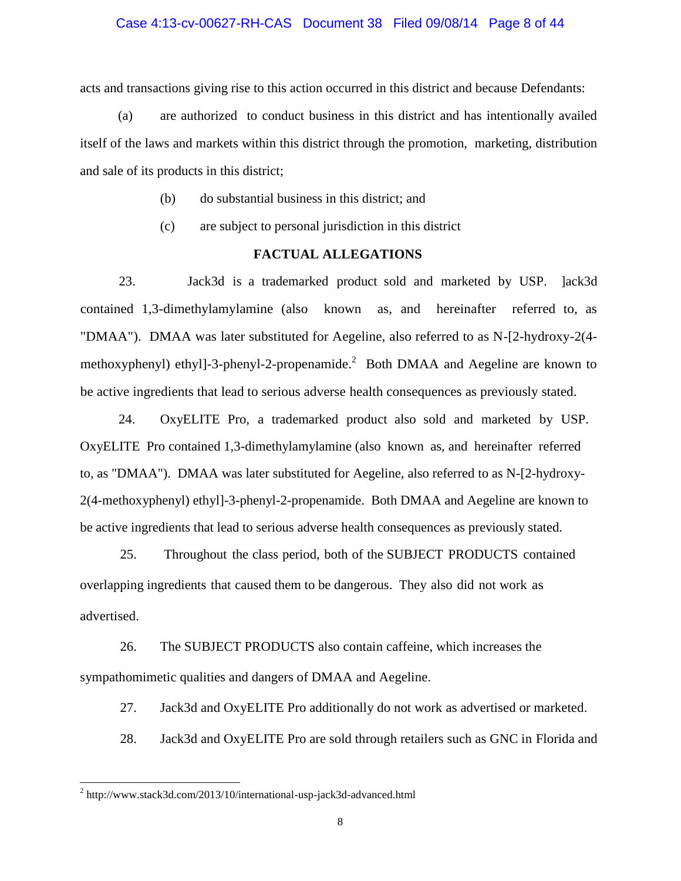acts and transactions giving rise to this action occurred in this district and because Defendants:

(a) are authorized to conduct business in this district and has intentionally availed itself of the laws and markets within this district through the promotion, marketing, distribution and sale of its products in this district;

(b) do substantial business in this district; and

(c) are subject to personal jurisdiction in this district

## FACTUAL ALLEGATIONS

23. Jack3d is a trademarked product sold and marketed by USP. ]ack3d contained 1,3-dimethylamylamine (also known as, and hereinafter referred to, as "DMAA"). DMAA was later substituted for Aegeline, also referred to as N-[2-hydroxy-2(4-methoxyphenyl) ethyl]-3-phenyl-2-propenamide.[2] Both DMAA and Aegeline are known to be active ingredients that lead to serious adverse health consequences as previously stated.

24. OxyELITE Pro, a trademarked product also sold and marketed by USP. OxyELITE Pro contained 1,3-dimethylamylamine (also known as, and hereinafter referred to, as "DMAA"). DMAA was later substituted for Aegeline, also referred to as N-[2-hydroxy-2(4-methoxyphenyl) ethyl]-3-phenyl-2-propenamide. Both DMAA and Aegeline are known to be active ingredients that lead to serious adverse health consequences as previously stated.

25. Throughout the class period, both of the SUBJECT PRODUCTS contained overlapping ingredients that caused them to be dangerous. They also did not work as advertised.

26. The SUBJECT PRODUCTS also contain caffeine, which increases the sympathomimetic qualities and dangers of DMAA and Aegeline.

27. Jack3d and OxyELITE Pro additionally do not work as advertised or marketed.

28. Jack3d and OxyELITE Pro are sold through retailers such as GNC in Florida and

---

[2] http://www.stack3d.com/2013/10/international-usp-jack3d-advanced.html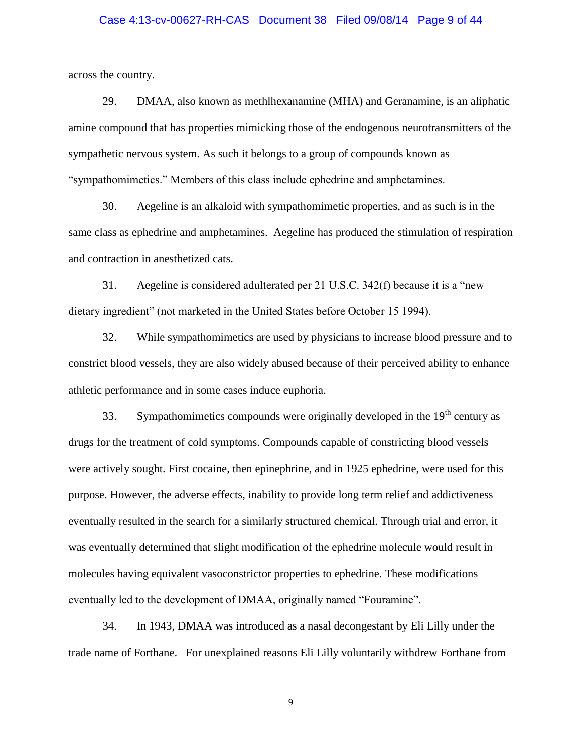across the country.

29. DMAA, also known as methlhexanamine (MHA) and Geranamine, is an aliphatic amine compound that has properties mimicking those of the endogenous neurotransmitters of the sympathetic nervous system. As such it belongs to a group of compounds known as "sympathomimetics." Members of this class include ephedrine and amphetamines.

30. Aegeline is an alkaloid with sympathomimetic properties, and as such is in the same class as ephedrine and amphetamines. Aegeline has produced the stimulation of respiration and contraction in anesthetized cats.

31. Aegeline is considered adulterated per 21 U.S.C. 342(f) because it is a "new dietary ingredient" (not marketed in the United States before October 15 1994).

32. While sympathomimetics are used by physicians to increase blood pressure and to constrict blood vessels, they are also widely abused because of their perceived ability to enhance athletic performance and in some cases induce euphoria.

33. Sympathomimetics compounds were originally developed in the 19th century as drugs for the treatment of cold symptoms. Compounds capable of constricting blood vessels were actively sought. First cocaine, then epinephrine, and in 1925 ephedrine, were used for this purpose. However, the adverse effects, inability to provide long term relief and addictiveness eventually resulted in the search for a similarly structured chemical. Through trial and error, it was eventually determined that slight modification of the ephedrine molecule would result in molecules having equivalent vasoconstrictor properties to ephedrine. These modifications eventually led to the development of DMAA, originally named "Fouramine".

34. In 1943, DMAA was introduced as a nasal decongestant by Eli Lilly under the trade name of Forthane. For unexplained reasons Eli Lilly voluntarily withdrew Forthane from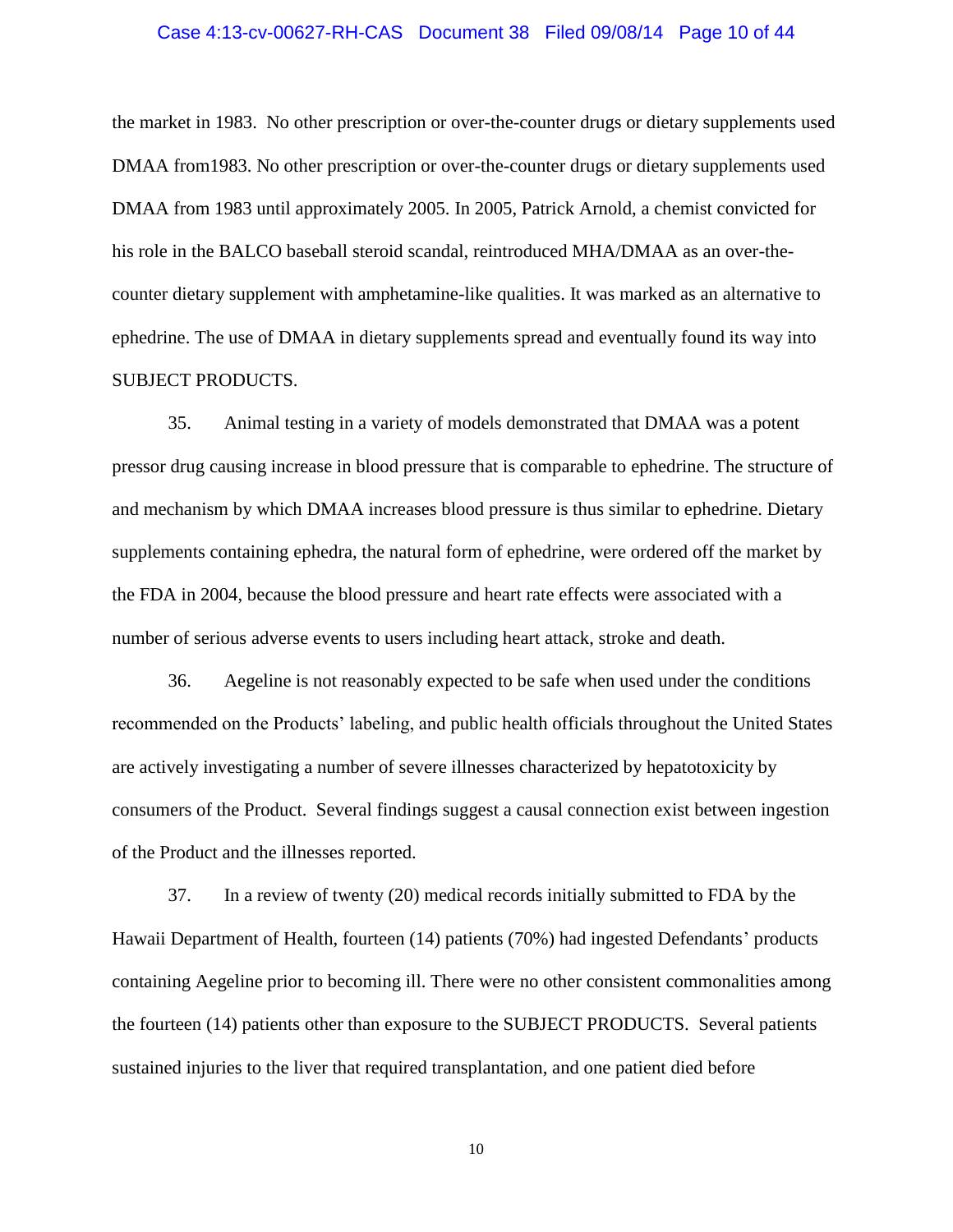the market in 1983. No other prescription or over-the-counter drugs or dietary supplements used DMAA from1983. No other prescription or over-the-counter drugs or dietary supplements used DMAA from 1983 until approximately 2005. In 2005, Patrick Arnold, a chemist convicted for his role in the BALCO baseball steroid scandal, reintroduced MHA/DMAA as an over-the-counter dietary supplement with amphetamine-like qualities. It was marked as an alternative to ephedrine. The use of DMAA in dietary supplements spread and eventually found its way into SUBJECT PRODUCTS.

35. Animal testing in a variety of models demonstrated that DMAA was a potent pressor drug causing increase in blood pressure that is comparable to ephedrine. The structure of and mechanism by which DMAA increases blood pressure is thus similar to ephedrine. Dietary supplements containing ephedra, the natural form of ephedrine, were ordered off the market by the FDA in 2004, because the blood pressure and heart rate effects were associated with a number of serious adverse events to users including heart attack, stroke and death.

36. Aegeline is not reasonably expected to be safe when used under the conditions recommended on the Products' labeling, and public health officials throughout the United States are actively investigating a number of severe illnesses characterized by hepatotoxicity by consumers of the Product. Several findings suggest a causal connection exist between ingestion of the Product and the illnesses reported.

37. In a review of twenty (20) medical records initially submitted to FDA by the Hawaii Department of Health, fourteen (14) patients (70%) had ingested Defendants' products containing Aegeline prior to becoming ill. There were no other consistent commonalities among the fourteen (14) patients other than exposure to the SUBJECT PRODUCTS. Several patients sustained injuries to the liver that required transplantation, and one patient died before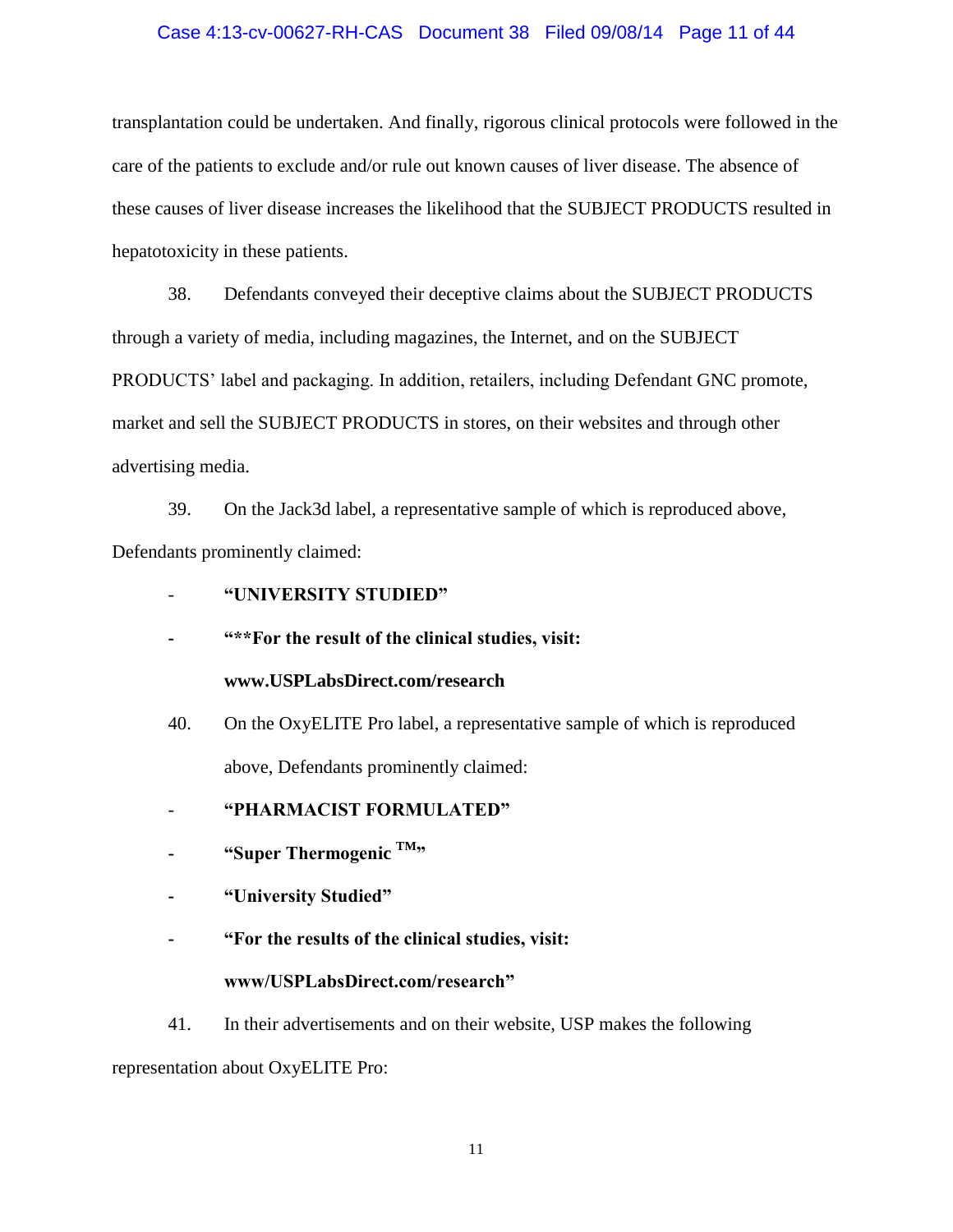transplantation could be undertaken. And finally, rigorous clinical protocols were followed in the care of the patients to exclude and/or rule out known causes of liver disease. The absence of these causes of liver disease increases the likelihood that the SUBJECT PRODUCTS resulted in hepatotoxicity in these patients.

38. Defendants conveyed their deceptive claims about the SUBJECT PRODUCTS through a variety of media, including magazines, the Internet, and on the SUBJECT PRODUCTS' label and packaging. In addition, retailers, including Defendant GNC promote, market and sell the SUBJECT PRODUCTS in stores, on their websites and through other advertising media.

39. On the Jack3d label, a representative sample of which is reproduced above, Defendants prominently claimed:

- **"UNIVERSITY STUDIED"**
- **"**For the result of the clinical studies, visit: www.USPLabsDirect.com/research**

40. On the OxyELITE Pro label, a representative sample of which is reproduced above, Defendants prominently claimed:

- **"PHARMACIST FORMULATED"**
- **"Super Thermogenic ™"**
- **"University Studied"**
- **"For the results of the clinical studies, visit: www/USPLabsDirect.com/research"**

41. In their advertisements and on their website, USP makes the following representation about OxyELITE Pro: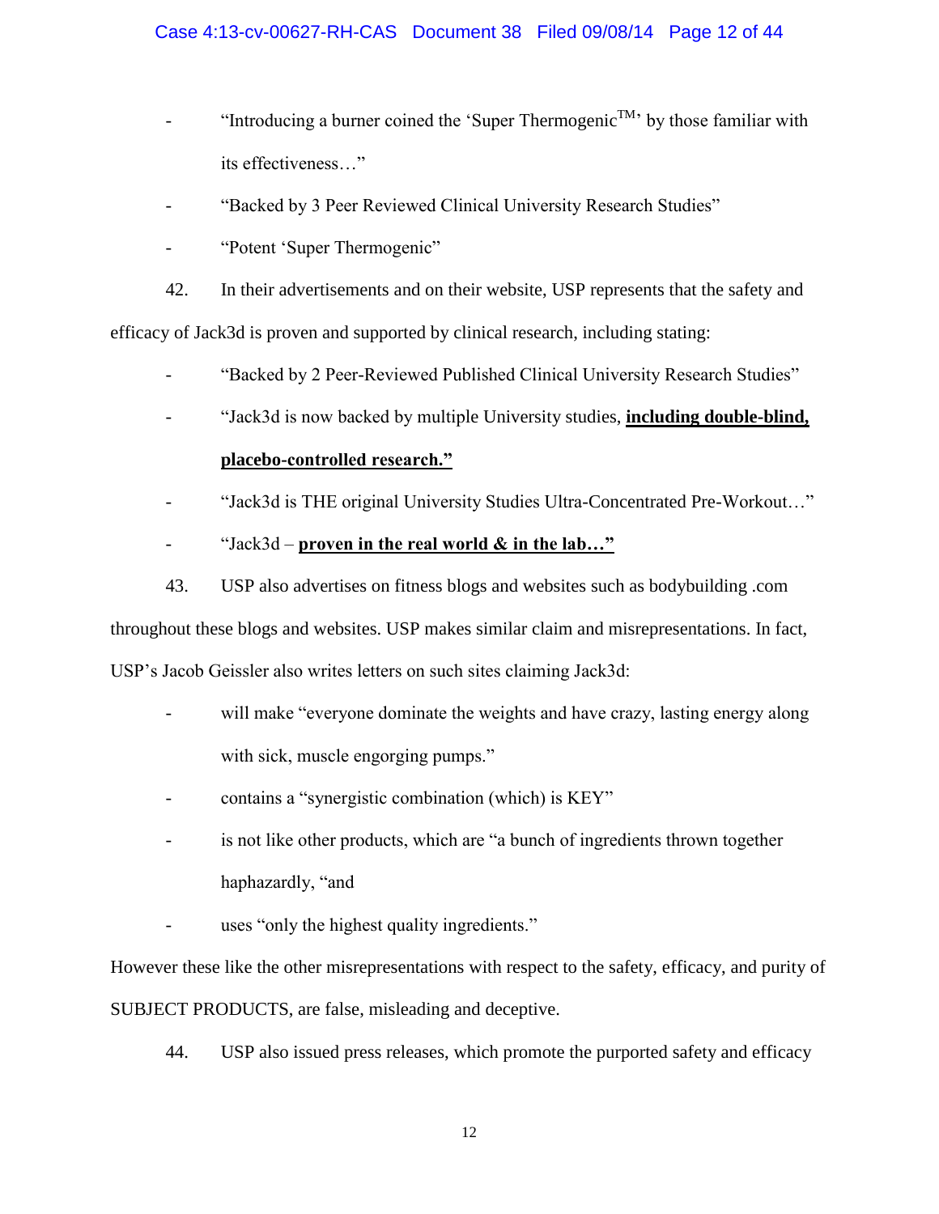- "Introducing a burner coined the 'Super Thermogenic™' by those familiar with its effectiveness…"
- "Backed by 3 Peer Reviewed Clinical University Research Studies"
- "Potent 'Super Thermogenic"

42. In their advertisements and on their website, USP represents that the safety and efficacy of Jack3d is proven and supported by clinical research, including stating:

- "Backed by 2 Peer-Reviewed Published Clinical University Research Studies"
- "Jack3d is now backed by multiple University studies, **<u>including double-blind, placebo-controlled research."</u>**
- "Jack3d is THE original University Studies Ultra-Concentrated Pre-Workout…"
- "Jack3d – **<u>proven in the real world & in the lab…"</u>**

43. USP also advertises on fitness blogs and websites such as bodybuilding .com throughout these blogs and websites. USP makes similar claim and misrepresentations. In fact, USP's Jacob Geissler also writes letters on such sites claiming Jack3d:

- will make "everyone dominate the weights and have crazy, lasting energy along with sick, muscle engorging pumps."
- contains a "synergistic combination (which) is KEY"
- is not like other products, which are "a bunch of ingredients thrown together haphazardly, "and
- uses "only the highest quality ingredients."

However these like the other misrepresentations with respect to the safety, efficacy, and purity of SUBJECT PRODUCTS, are false, misleading and deceptive.

44. USP also issued press releases, which promote the purported safety and efficacy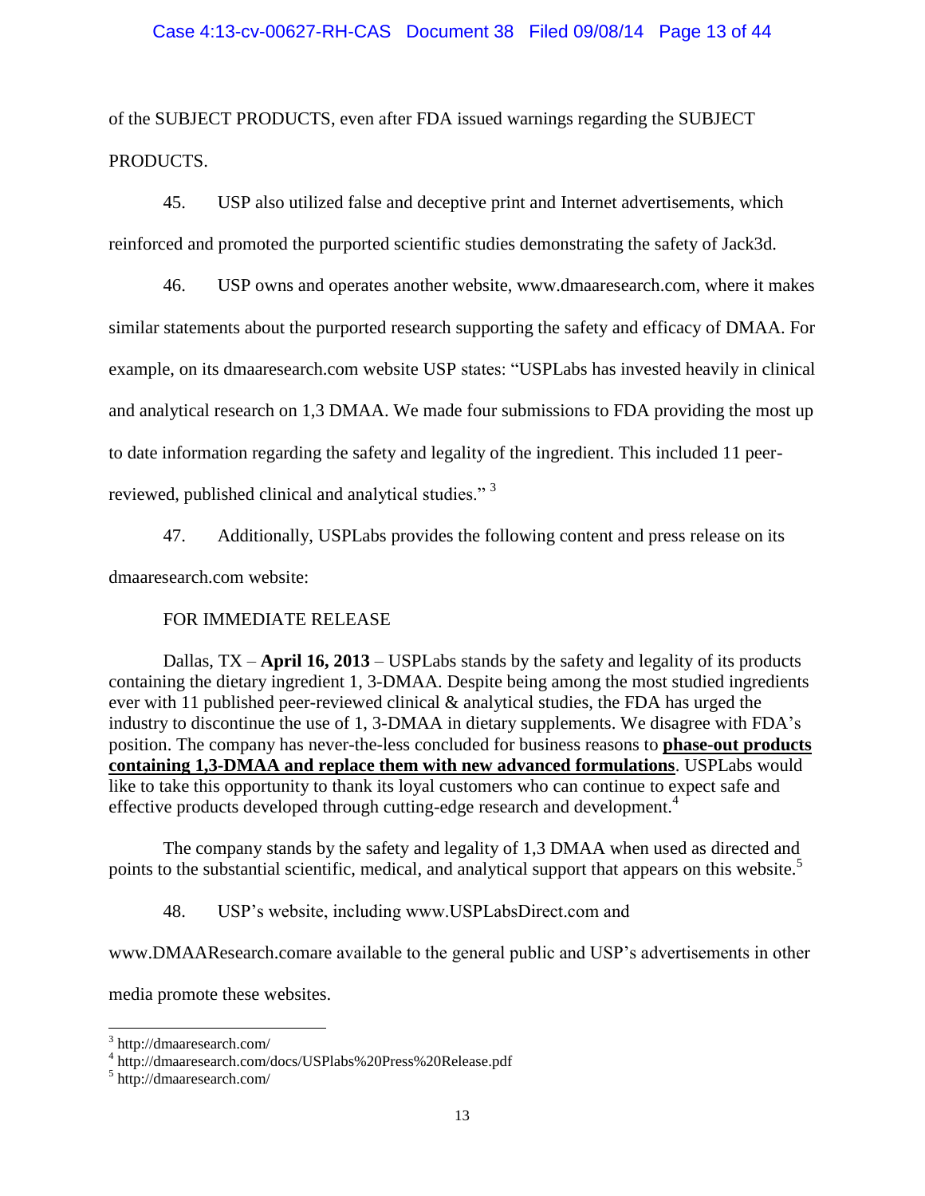of the SUBJECT PRODUCTS, even after FDA issued warnings regarding the SUBJECT PRODUCTS.

45. USP also utilized false and deceptive print and Internet advertisements, which reinforced and promoted the purported scientific studies demonstrating the safety of Jack3d.

46. USP owns and operates another website, www.dmaaresearch.com, where it makes similar statements about the purported research supporting the safety and efficacy of DMAA. For example, on its dmaaresearch.com website USP states: "USPLabs has invested heavily in clinical and analytical research on 1,3 DMAA. We made four submissions to FDA providing the most up to date information regarding the safety and legality of the ingredient. This included 11 peer-reviewed, published clinical and analytical studies." [3]

47. Additionally, USPLabs provides the following content and press release on its dmaaresearch.com website:

> FOR IMMEDIATE RELEASE
>
> Dallas, TX – **April 16, 2013** – USPLabs stands by the safety and legality of its products containing the dietary ingredient 1, 3-DMAA. Despite being among the most studied ingredients ever with 11 published peer-reviewed clinical & analytical studies, the FDA has urged the industry to discontinue the use of 1, 3-DMAA in dietary supplements. We disagree with FDA's position. The company has never-the-less concluded for business reasons to **<u>phase-out products containing 1,3-DMAA and replace them with new advanced formulations</u>**. USPLabs would like to take this opportunity to thank its loyal customers who can continue to expect safe and effective products developed through cutting-edge research and development.[4]
>
> The company stands by the safety and legality of 1,3 DMAA when used as directed and points to the substantial scientific, medical, and analytical support that appears on this website.[5]

48. USP's website, including www.USPLabsDirect.com and www.DMAAResearch.comare available to the general public and USP's advertisements in other media promote these websites.

---

[3] http://dmaaresearch.com/

[4] http://dmaaresearch.com/docs/USPlabs%20Press%20Release.pdf

[5] http://dmaaresearch.com/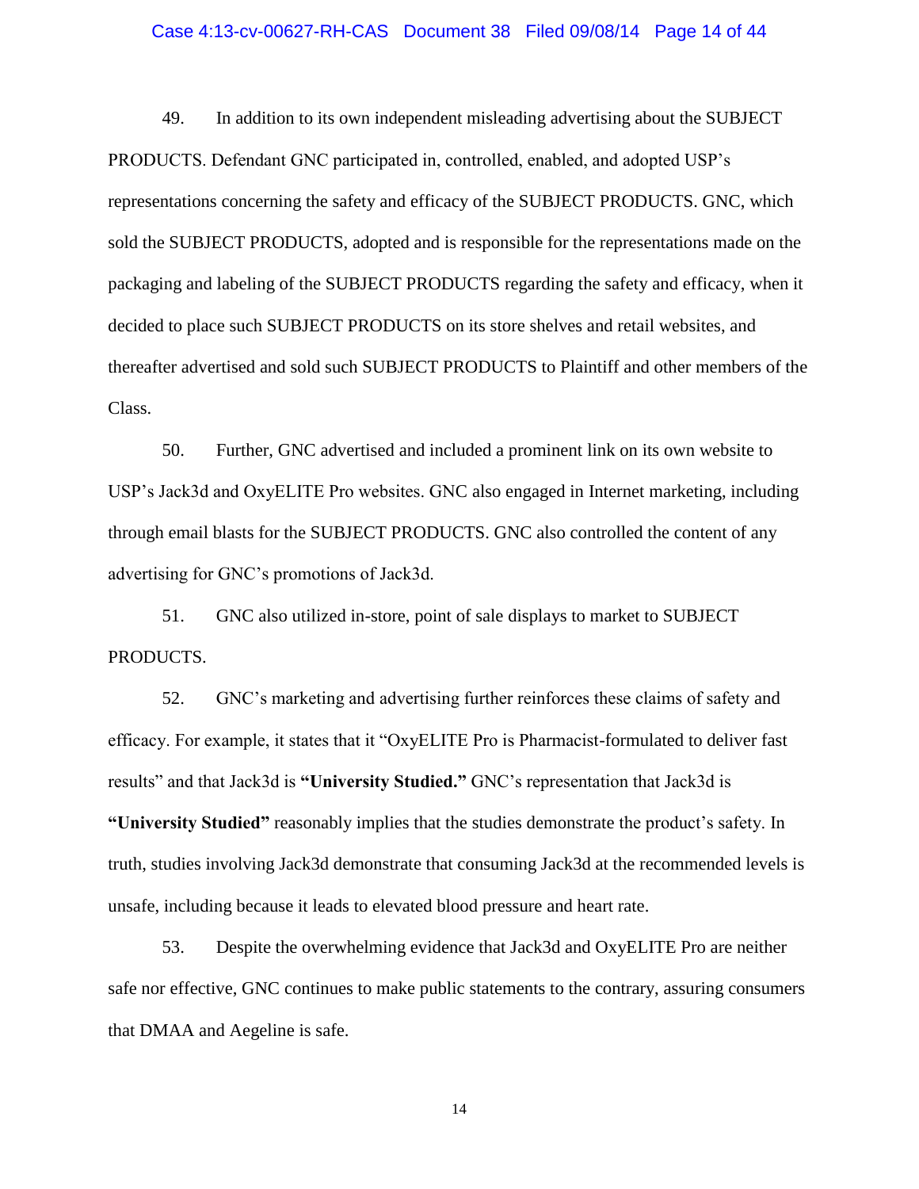49. In addition to its own independent misleading advertising about the SUBJECT PRODUCTS. Defendant GNC participated in, controlled, enabled, and adopted USP's representations concerning the safety and efficacy of the SUBJECT PRODUCTS. GNC, which sold the SUBJECT PRODUCTS, adopted and is responsible for the representations made on the packaging and labeling of the SUBJECT PRODUCTS regarding the safety and efficacy, when it decided to place such SUBJECT PRODUCTS on its store shelves and retail websites, and thereafter advertised and sold such SUBJECT PRODUCTS to Plaintiff and other members of the Class.

50. Further, GNC advertised and included a prominent link on its own website to USP's Jack3d and OxyELITE Pro websites. GNC also engaged in Internet marketing, including through email blasts for the SUBJECT PRODUCTS. GNC also controlled the content of any advertising for GNC's promotions of Jack3d.

51. GNC also utilized in-store, point of sale displays to market to SUBJECT PRODUCTS.

52. GNC's marketing and advertising further reinforces these claims of safety and efficacy. For example, it states that it "OxyELITE Pro is Pharmacist-formulated to deliver fast results" and that Jack3d is **"University Studied."** GNC's representation that Jack3d is **"University Studied"** reasonably implies that the studies demonstrate the product's safety. In truth, studies involving Jack3d demonstrate that consuming Jack3d at the recommended levels is unsafe, including because it leads to elevated blood pressure and heart rate.

53. Despite the overwhelming evidence that Jack3d and OxyELITE Pro are neither safe nor effective, GNC continues to make public statements to the contrary, assuring consumers that DMAA and Aegeline is safe.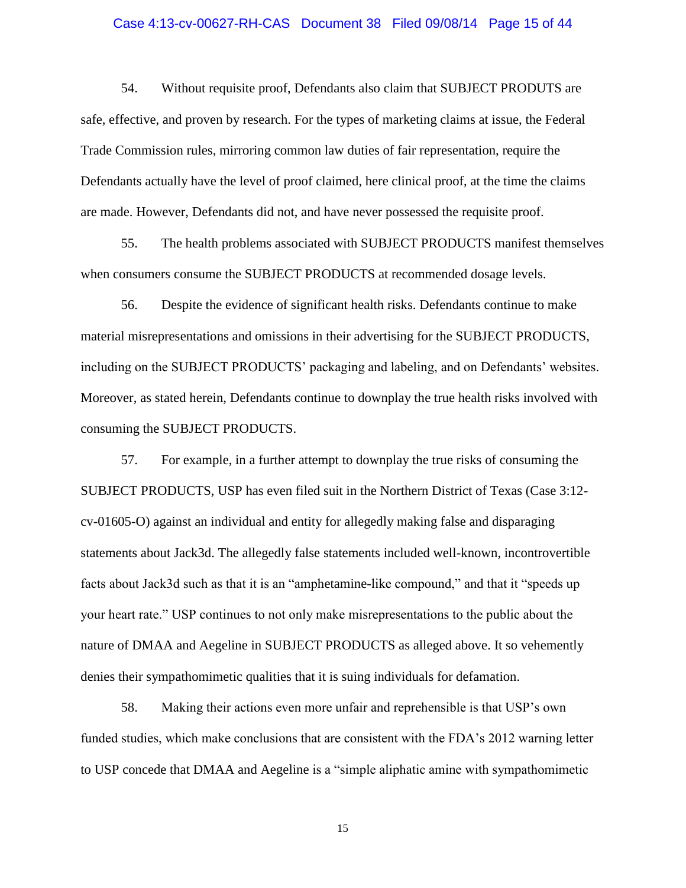54. Without requisite proof, Defendants also claim that SUBJECT PRODUTS are safe, effective, and proven by research. For the types of marketing claims at issue, the Federal Trade Commission rules, mirroring common law duties of fair representation, require the Defendants actually have the level of proof claimed, here clinical proof, at the time the claims are made. However, Defendants did not, and have never possessed the requisite proof.

55. The health problems associated with SUBJECT PRODUCTS manifest themselves when consumers consume the SUBJECT PRODUCTS at recommended dosage levels.

56. Despite the evidence of significant health risks. Defendants continue to make material misrepresentations and omissions in their advertising for the SUBJECT PRODUCTS, including on the SUBJECT PRODUCTS' packaging and labeling, and on Defendants' websites. Moreover, as stated herein, Defendants continue to downplay the true health risks involved with consuming the SUBJECT PRODUCTS.

57. For example, in a further attempt to downplay the true risks of consuming the SUBJECT PRODUCTS, USP has even filed suit in the Northern District of Texas (Case 3:12-cv-01605-O) against an individual and entity for allegedly making false and disparaging statements about Jack3d. The allegedly false statements included well-known, incontrovertible facts about Jack3d such as that it is an "amphetamine-like compound," and that it "speeds up your heart rate." USP continues to not only make misrepresentations to the public about the nature of DMAA and Aegeline in SUBJECT PRODUCTS as alleged above. It so vehemently denies their sympathomimetic qualities that it is suing individuals for defamation.

58. Making their actions even more unfair and reprehensible is that USP's own funded studies, which make conclusions that are consistent with the FDA's 2012 warning letter to USP concede that DMAA and Aegeline is a "simple aliphatic amine with sympathomimetic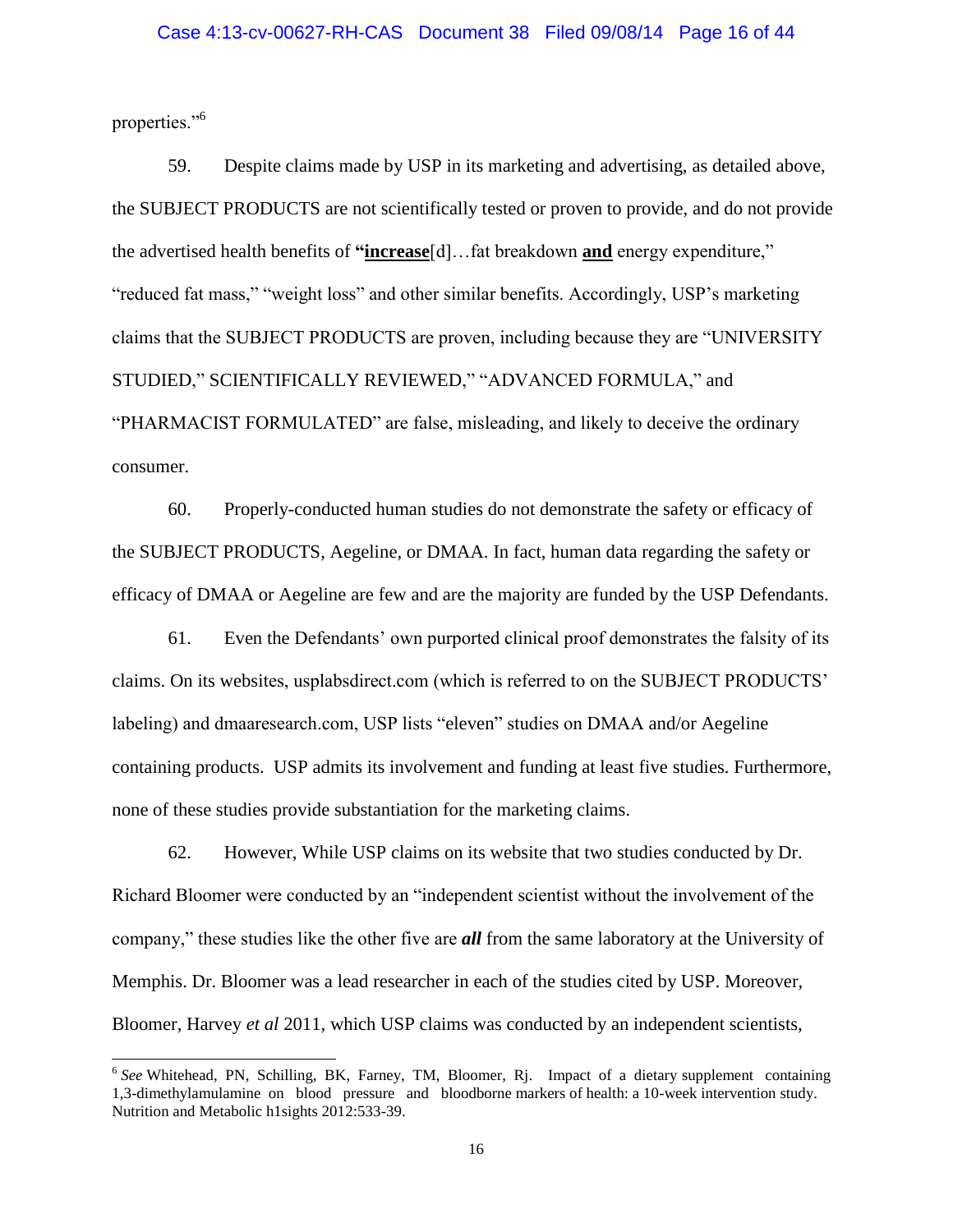properties."[6]

59. Despite claims made by USP in its marketing and advertising, as detailed above, the SUBJECT PRODUCTS are not scientifically tested or proven to provide, and do not provide the advertised health benefits of **"increase**[d]…fat breakdown **and** energy expenditure," "reduced fat mass," "weight loss" and other similar benefits. Accordingly, USP's marketing claims that the SUBJECT PRODUCTS are proven, including because they are "UNIVERSITY STUDIED," SCIENTIFICALLY REVIEWED," "ADVANCED FORMULA," and "PHARMACIST FORMULATED" are false, misleading, and likely to deceive the ordinary consumer.

60. Properly-conducted human studies do not demonstrate the safety or efficacy of the SUBJECT PRODUCTS, Aegeline, or DMAA. In fact, human data regarding the safety or efficacy of DMAA or Aegeline are few and are the majority are funded by the USP Defendants.

61. Even the Defendants' own purported clinical proof demonstrates the falsity of its claims. On its websites, usplabsdirect.com (which is referred to on the SUBJECT PRODUCTS' labeling) and dmaaresearch.com, USP lists "eleven" studies on DMAA and/or Aegeline containing products. USP admits its involvement and funding at least five studies. Furthermore, none of these studies provide substantiation for the marketing claims.

62. However, While USP claims on its website that two studies conducted by Dr. Richard Bloomer were conducted by an "independent scientist without the involvement of the company," these studies like the other five are ***all*** from the same laboratory at the University of Memphis. Dr. Bloomer was a lead researcher in each of the studies cited by USP. Moreover, Bloomer, Harvey *et al* 2011, which USP claims was conducted by an independent scientists,

---

[6] *See* Whitehead, PN, Schilling, BK, Farney, TM, Bloomer, Rj. Impact of a dietary supplement containing 1,3-dimethylamulamine on blood pressure and bloodborne markers of health: a 10-week intervention study. Nutrition and Metabolic h1sights 2012:533-39.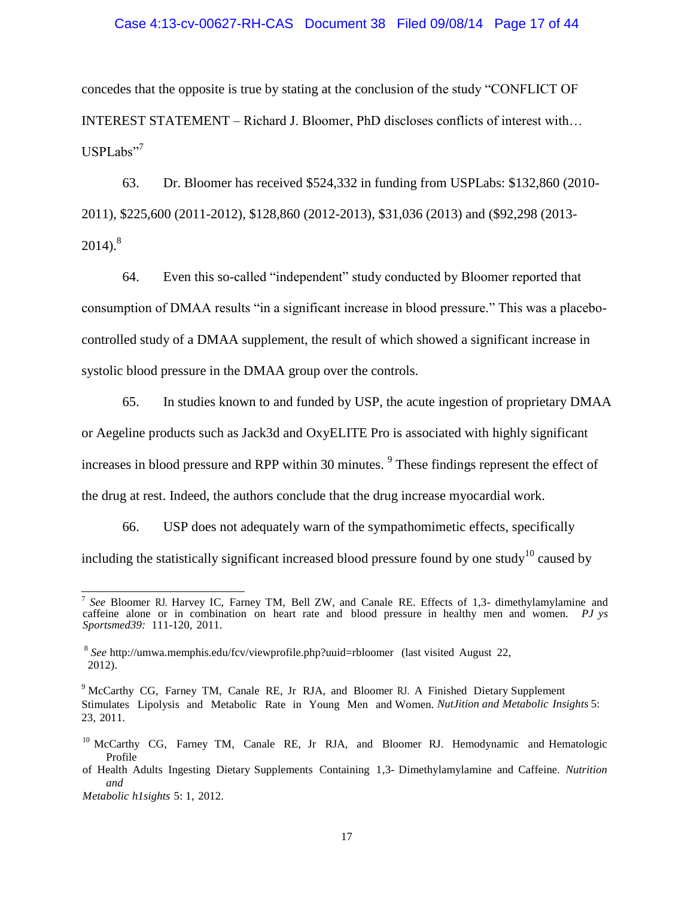concedes that the opposite is true by stating at the conclusion of the study "CONFLICT OF INTEREST STATEMENT – Richard J. Bloomer, PhD discloses conflicts of interest with… USPLabs"[7]

63. Dr. Bloomer has received $524,332 in funding from USPLabs: $132,860 (2010-2011), $225,600 (2011-2012), $128,860 (2012-2013), $31,036 (2013) and ($92,298 (2013-2014).[8]

64. Even this so-called "independent" study conducted by Bloomer reported that consumption of DMAA results "in a significant increase in blood pressure." This was a placebo-controlled study of a DMAA supplement, the result of which showed a significant increase in systolic blood pressure in the DMAA group over the controls.

65. In studies known to and funded by USP, the acute ingestion of proprietary DMAA or Aegeline products such as Jack3d and OxyELITE Pro is associated with highly significant increases in blood pressure and RPP within 30 minutes. [9] These findings represent the effect of the drug at rest. Indeed, the authors conclude that the drug increase myocardial work.

66. USP does not adequately warn of the sympathomimetic effects, specifically including the statistically significant increased blood pressure found by one study[10] caused by

---

[7] *See* Bloomer RJ. Harvey IC, Farney TM, Bell ZW, and Canale RE. Effects of 1,3- dimethylamylamine and caffeine alone or in combination on heart rate and blood pressure in healthy men and women. *PJ ys Sportsmed39:* 111-120, 2011.

[8] *See* http://umwa.memphis.edu/fcv/viewprofile.php?uuid=rbloomer (last visited August 22, 2012).

[9] McCarthy CG, Farney TM, Canale RE, Jr RJA, and Bloomer RJ. A Finished Dietary Supplement Stimulates Lipolysis and Metabolic Rate in Young Men and Women. *NutJition and Metabolic Insights* 5: 23, 2011.

[10] McCarthy CG, Farney TM, Canale RE, Jr RJA, and Bloomer RJ. Hemodynamic and Hematologic Profile of Health Adults Ingesting Dietary Supplements Containing 1,3- Dimethylamylamine and Caffeine. *Nutrition and Metabolic h1sights* 5: 1, 2012.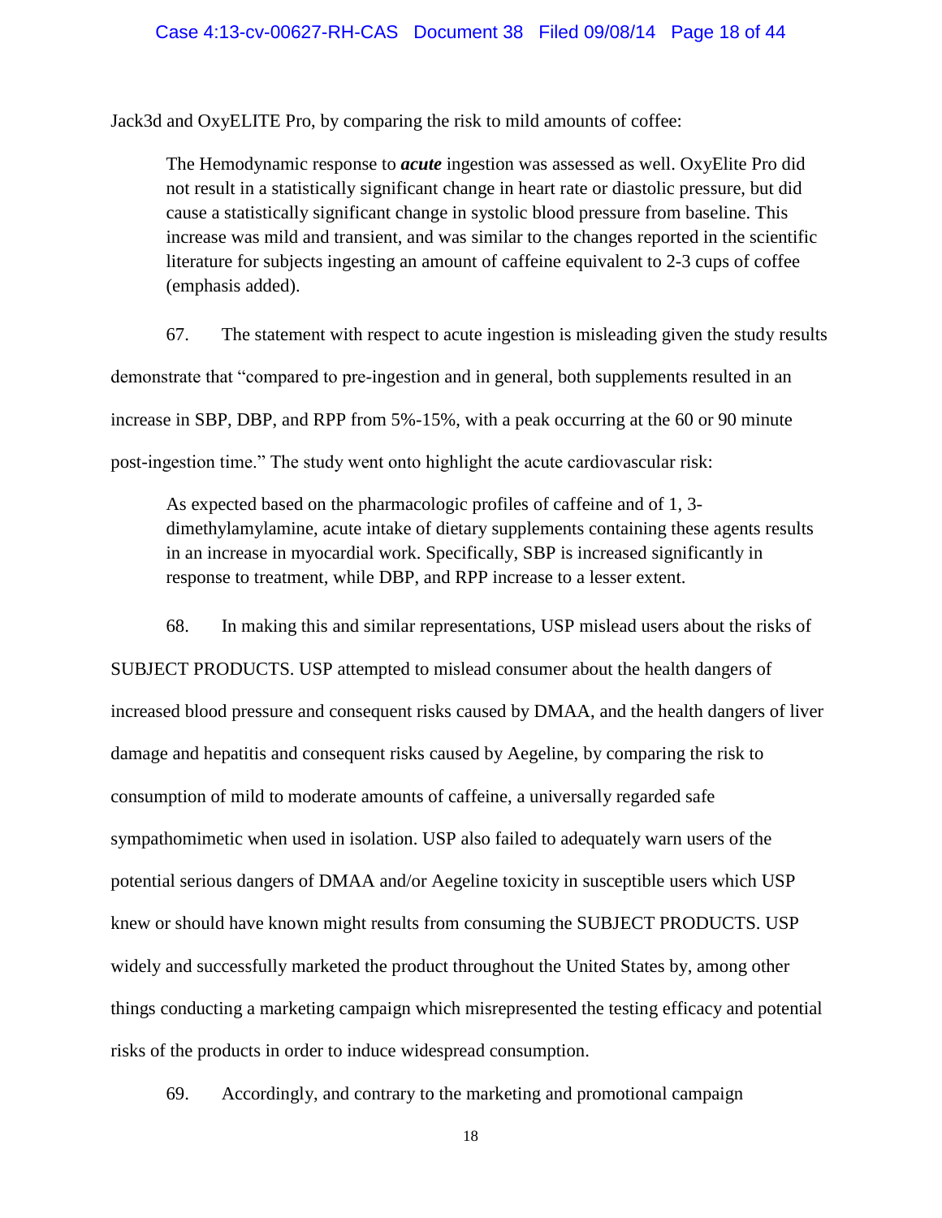Jack3d and OxyELITE Pro, by comparing the risk to mild amounts of coffee:

> The Hemodynamic response to ***acute*** ingestion was assessed as well. OxyElite Pro did not result in a statistically significant change in heart rate or diastolic pressure, but did cause a statistically significant change in systolic blood pressure from baseline. This increase was mild and transient, and was similar to the changes reported in the scientific literature for subjects ingesting an amount of caffeine equivalent to 2-3 cups of coffee (emphasis added).

67. The statement with respect to acute ingestion is misleading given the study results demonstrate that "compared to pre-ingestion and in general, both supplements resulted in an increase in SBP, DBP, and RPP from 5%-15%, with a peak occurring at the 60 or 90 minute post-ingestion time." The study went onto highlight the acute cardiovascular risk:

> As expected based on the pharmacologic profiles of caffeine and of 1, 3-dimethylamylamine, acute intake of dietary supplements containing these agents results in an increase in myocardial work. Specifically, SBP is increased significantly in response to treatment, while DBP, and RPP increase to a lesser extent.

68. In making this and similar representations, USP mislead users about the risks of SUBJECT PRODUCTS. USP attempted to mislead consumer about the health dangers of increased blood pressure and consequent risks caused by DMAA, and the health dangers of liver damage and hepatitis and consequent risks caused by Aegeline, by comparing the risk to consumption of mild to moderate amounts of caffeine, a universally regarded safe sympathomimetic when used in isolation. USP also failed to adequately warn users of the potential serious dangers of DMAA and/or Aegeline toxicity in susceptible users which USP knew or should have known might results from consuming the SUBJECT PRODUCTS. USP widely and successfully marketed the product throughout the United States by, among other things conducting a marketing campaign which misrepresented the testing efficacy and potential risks of the products in order to induce widespread consumption.

69. Accordingly, and contrary to the marketing and promotional campaign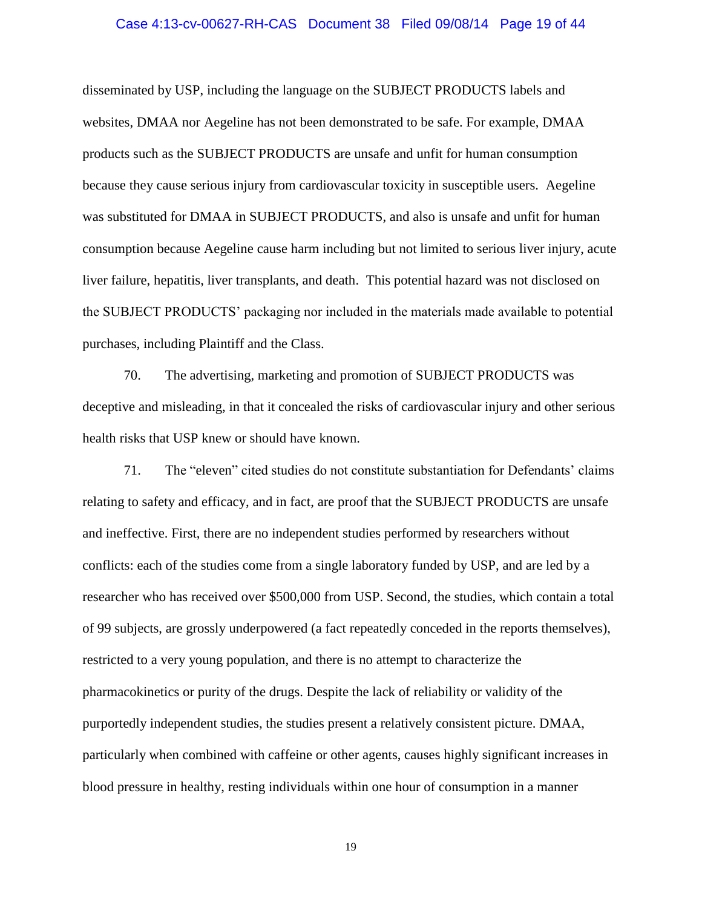disseminated by USP, including the language on the SUBJECT PRODUCTS labels and websites, DMAA nor Aegeline has not been demonstrated to be safe. For example, DMAA products such as the SUBJECT PRODUCTS are unsafe and unfit for human consumption because they cause serious injury from cardiovascular toxicity in susceptible users. Aegeline was substituted for DMAA in SUBJECT PRODUCTS, and also is unsafe and unfit for human consumption because Aegeline cause harm including but not limited to serious liver injury, acute liver failure, hepatitis, liver transplants, and death. This potential hazard was not disclosed on the SUBJECT PRODUCTS' packaging nor included in the materials made available to potential purchases, including Plaintiff and the Class.

70. The advertising, marketing and promotion of SUBJECT PRODUCTS was deceptive and misleading, in that it concealed the risks of cardiovascular injury and other serious health risks that USP knew or should have known.

71. The "eleven" cited studies do not constitute substantiation for Defendants' claims relating to safety and efficacy, and in fact, are proof that the SUBJECT PRODUCTS are unsafe and ineffective. First, there are no independent studies performed by researchers without conflicts: each of the studies come from a single laboratory funded by USP, and are led by a researcher who has received over $500,000 from USP. Second, the studies, which contain a total of 99 subjects, are grossly underpowered (a fact repeatedly conceded in the reports themselves), restricted to a very young population, and there is no attempt to characterize the pharmacokinetics or purity of the drugs. Despite the lack of reliability or validity of the purportedly independent studies, the studies present a relatively consistent picture. DMAA, particularly when combined with caffeine or other agents, causes highly significant increases in blood pressure in healthy, resting individuals within one hour of consumption in a manner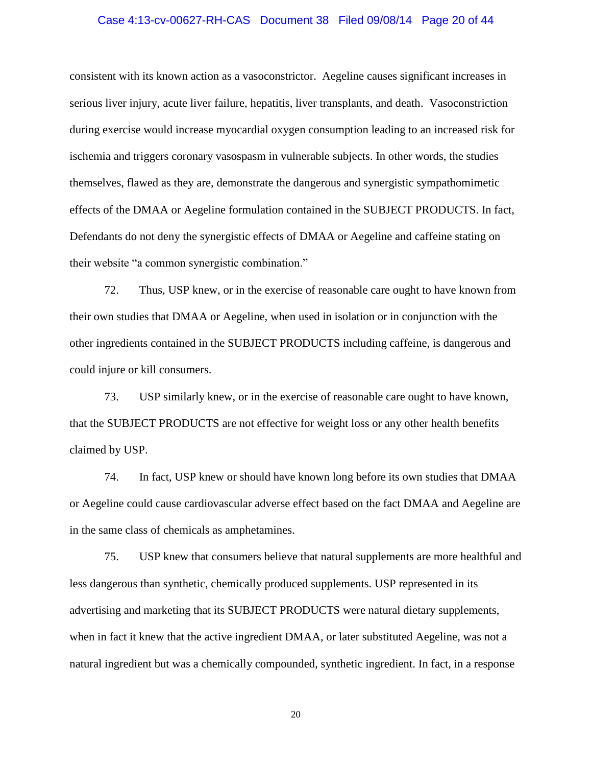consistent with its known action as a vasoconstrictor. Aegeline causes significant increases in serious liver injury, acute liver failure, hepatitis, liver transplants, and death. Vasoconstriction during exercise would increase myocardial oxygen consumption leading to an increased risk for ischemia and triggers coronary vasospasm in vulnerable subjects. In other words, the studies themselves, flawed as they are, demonstrate the dangerous and synergistic sympathomimetic effects of the DMAA or Aegeline formulation contained in the SUBJECT PRODUCTS. In fact, Defendants do not deny the synergistic effects of DMAA or Aegeline and caffeine stating on their website "a common synergistic combination."

72. Thus, USP knew, or in the exercise of reasonable care ought to have known from their own studies that DMAA or Aegeline, when used in isolation or in conjunction with the other ingredients contained in the SUBJECT PRODUCTS including caffeine, is dangerous and could injure or kill consumers.

73. USP similarly knew, or in the exercise of reasonable care ought to have known, that the SUBJECT PRODUCTS are not effective for weight loss or any other health benefits claimed by USP.

74. In fact, USP knew or should have known long before its own studies that DMAA or Aegeline could cause cardiovascular adverse effect based on the fact DMAA and Aegeline are in the same class of chemicals as amphetamines.

75. USP knew that consumers believe that natural supplements are more healthful and less dangerous than synthetic, chemically produced supplements. USP represented in its advertising and marketing that its SUBJECT PRODUCTS were natural dietary supplements, when in fact it knew that the active ingredient DMAA, or later substituted Aegeline, was not a natural ingredient but was a chemically compounded, synthetic ingredient. In fact, in a response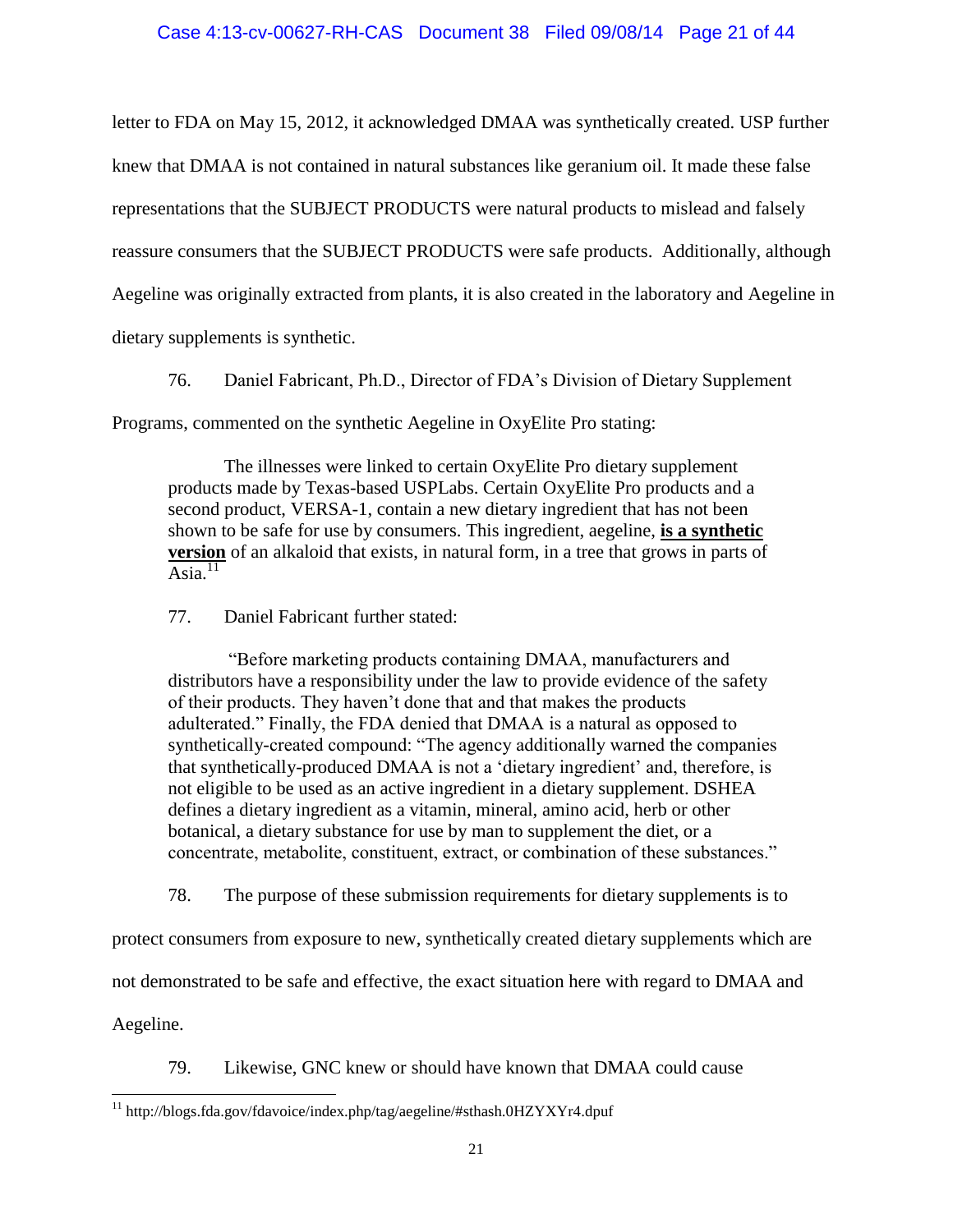letter to FDA on May 15, 2012, it acknowledged DMAA was synthetically created. USP further knew that DMAA is not contained in natural substances like geranium oil. It made these false representations that the SUBJECT PRODUCTS were natural products to mislead and falsely reassure consumers that the SUBJECT PRODUCTS were safe products. Additionally, although Aegeline was originally extracted from plants, it is also created in the laboratory and Aegeline in dietary supplements is synthetic.

76. Daniel Fabricant, Ph.D., Director of FDA's Division of Dietary Supplement Programs, commented on the synthetic Aegeline in OxyElite Pro stating:

> The illnesses were linked to certain OxyElite Pro dietary supplement products made by Texas-based USPLabs. Certain OxyElite Pro products and a second product, VERSA-1, contain a new dietary ingredient that has not been shown to be safe for use by consumers. This ingredient, aegeline, **<u>is a synthetic version</u>** of an alkaloid that exists, in natural form, in a tree that grows in parts of Asia.[11]

77. Daniel Fabricant further stated:

> "Before marketing products containing DMAA, manufacturers and distributors have a responsibility under the law to provide evidence of the safety of their products. They haven't done that and that makes the products adulterated." Finally, the FDA denied that DMAA is a natural as opposed to synthetically-created compound: "The agency additionally warned the companies that synthetically-produced DMAA is not a 'dietary ingredient' and, therefore, is not eligible to be used as an active ingredient in a dietary supplement. DSHEA defines a dietary ingredient as a vitamin, mineral, amino acid, herb or other botanical, a dietary substance for use by man to supplement the diet, or a concentrate, metabolite, constituent, extract, or combination of these substances."

78. The purpose of these submission requirements for dietary supplements is to protect consumers from exposure to new, synthetically created dietary supplements which are not demonstrated to be safe and effective, the exact situation here with regard to DMAA and Aegeline.

79. Likewise, GNC knew or should have known that DMAA could cause

[11] http://blogs.fda.gov/fdavoice/index.php/tag/aegeline/#sthash.0HZYXYr4.dpuf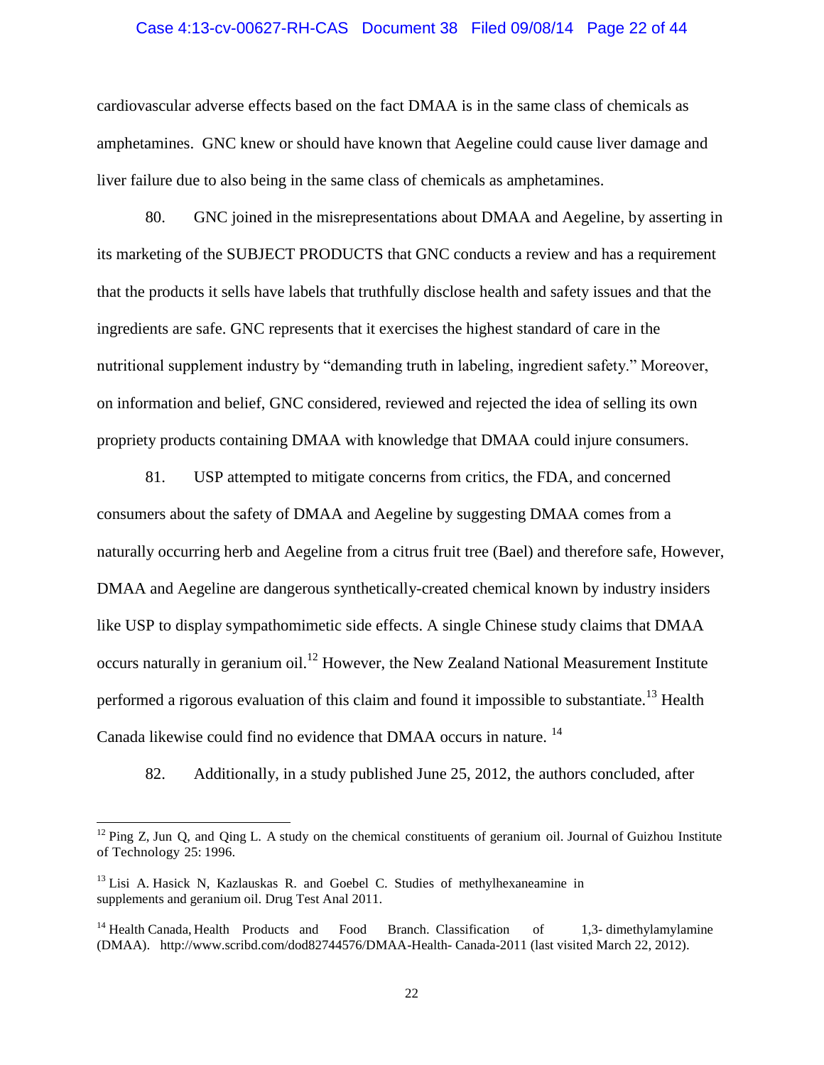cardiovascular adverse effects based on the fact DMAA is in the same class of chemicals as amphetamines. GNC knew or should have known that Aegeline could cause liver damage and liver failure due to also being in the same class of chemicals as amphetamines.

80. GNC joined in the misrepresentations about DMAA and Aegeline, by asserting in its marketing of the SUBJECT PRODUCTS that GNC conducts a review and has a requirement that the products it sells have labels that truthfully disclose health and safety issues and that the ingredients are safe. GNC represents that it exercises the highest standard of care in the nutritional supplement industry by "demanding truth in labeling, ingredient safety." Moreover, on information and belief, GNC considered, reviewed and rejected the idea of selling its own propriety products containing DMAA with knowledge that DMAA could injure consumers.

81. USP attempted to mitigate concerns from critics, the FDA, and concerned consumers about the safety of DMAA and Aegeline by suggesting DMAA comes from a naturally occurring herb and Aegeline from a citrus fruit tree (Bael) and therefore safe, However, DMAA and Aegeline are dangerous synthetically-created chemical known by industry insiders like USP to display sympathomimetic side effects. A single Chinese study claims that DMAA occurs naturally in geranium oil.[12] However, the New Zealand National Measurement Institute performed a rigorous evaluation of this claim and found it impossible to substantiate.[13] Health Canada likewise could find no evidence that DMAA occurs in nature. [14]

82. Additionally, in a study published June 25, 2012, the authors concluded, after

---

[12] Ping Z, Jun Q, and Qing L. A study on the chemical constituents of geranium oil. Journal of Guizhou Institute of Technology 25: 1996.

[13] Lisi A. Hasick N, Kazlauskas R. and Goebel C. Studies of methylhexaneamine in supplements and geranium oil. Drug Test Anal 2011.

[14] Health Canada, Health Products and Food Branch. Classification of 1,3- dimethylamylamine (DMAA). http://www.scribd.com/dod82744576/DMAA-Health- Canada-2011 (last visited March 22, 2012).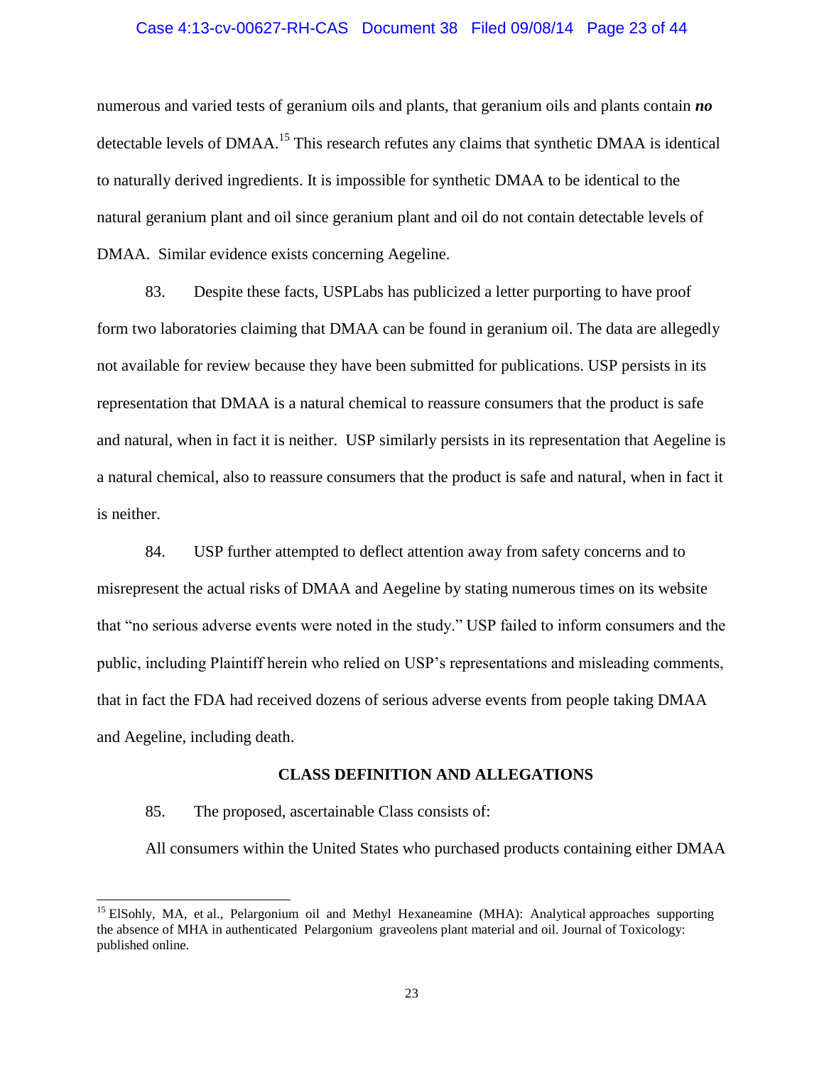numerous and varied tests of geranium oils and plants, that geranium oils and plants contain ***no*** detectable levels of DMAA.[15] This research refutes any claims that synthetic DMAA is identical to naturally derived ingredients. It is impossible for synthetic DMAA to be identical to the natural geranium plant and oil since geranium plant and oil do not contain detectable levels of DMAA. Similar evidence exists concerning Aegeline.

83. Despite these facts, USPLabs has publicized a letter purporting to have proof form two laboratories claiming that DMAA can be found in geranium oil. The data are allegedly not available for review because they have been submitted for publications. USP persists in its representation that DMAA is a natural chemical to reassure consumers that the product is safe and natural, when in fact it is neither. USP similarly persists in its representation that Aegeline is a natural chemical, also to reassure consumers that the product is safe and natural, when in fact it is neither.

84. USP further attempted to deflect attention away from safety concerns and to misrepresent the actual risks of DMAA and Aegeline by stating numerous times on its website that "no serious adverse events were noted in the study." USP failed to inform consumers and the public, including Plaintiff herein who relied on USP's representations and misleading comments, that in fact the FDA had received dozens of serious adverse events from people taking DMAA and Aegeline, including death.

**CLASS DEFINITION AND ALLEGATIONS**

85. The proposed, ascertainable Class consists of:

All consumers within the United States who purchased products containing either DMAA

[15] ElSohly, MA, et al., Pelargonium oil and Methyl Hexaneamine (MHA): Analytical approaches supporting the absence of MHA in authenticated Pelargonium graveolens plant material and oil. Journal of Toxicology: published online.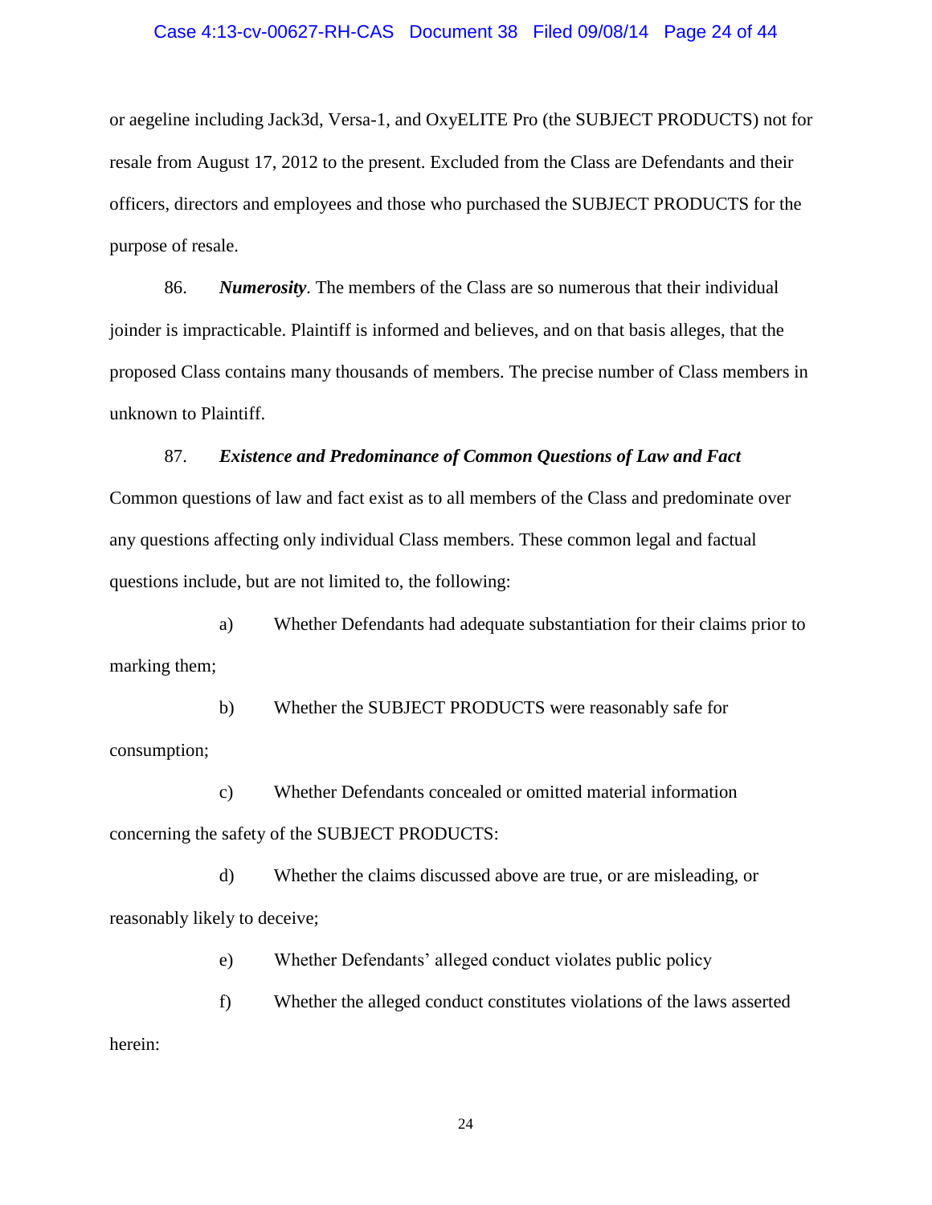or aegeline including Jack3d, Versa-1, and OxyELITE Pro (the SUBJECT PRODUCTS) not for resale from August 17, 2012 to the present. Excluded from the Class are Defendants and their officers, directors and employees and those who purchased the SUBJECT PRODUCTS for the purpose of resale.

86. ***Numerosity***. The members of the Class are so numerous that their individual joinder is impracticable. Plaintiff is informed and believes, and on that basis alleges, that the proposed Class contains many thousands of members. The precise number of Class members in unknown to Plaintiff.

87. ***Existence and Predominance of Common Questions of Law and Fact*** Common questions of law and fact exist as to all members of the Class and predominate over any questions affecting only individual Class members. These common legal and factual questions include, but are not limited to, the following:

a) Whether Defendants had adequate substantiation for their claims prior to marking them;

b) Whether the SUBJECT PRODUCTS were reasonably safe for consumption;

c) Whether Defendants concealed or omitted material information concerning the safety of the SUBJECT PRODUCTS:

d) Whether the claims discussed above are true, or are misleading, or reasonably likely to deceive;

e) Whether Defendants' alleged conduct violates public policy

f) Whether the alleged conduct constitutes violations of the laws asserted herein: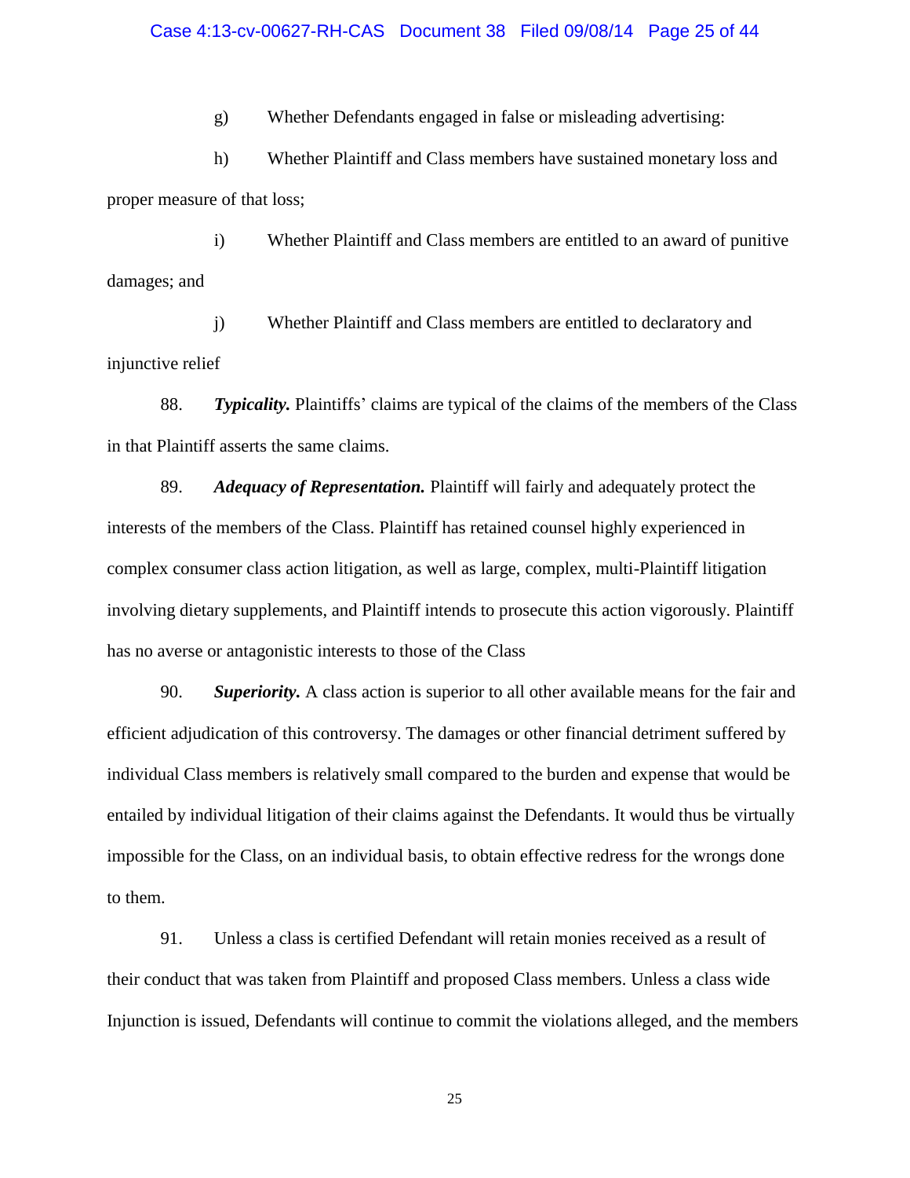g) Whether Defendants engaged in false or misleading advertising:

h) Whether Plaintiff and Class members have sustained monetary loss and proper measure of that loss;

i) Whether Plaintiff and Class members are entitled to an award of punitive damages; and

j) Whether Plaintiff and Class members are entitled to declaratory and injunctive relief

88. ***Typicality.*** Plaintiffs' claims are typical of the claims of the members of the Class in that Plaintiff asserts the same claims.

89. ***Adequacy of Representation.*** Plaintiff will fairly and adequately protect the interests of the members of the Class. Plaintiff has retained counsel highly experienced in complex consumer class action litigation, as well as large, complex, multi-Plaintiff litigation involving dietary supplements, and Plaintiff intends to prosecute this action vigorously. Plaintiff has no averse or antagonistic interests to those of the Class

90. ***Superiority.*** A class action is superior to all other available means for the fair and efficient adjudication of this controversy. The damages or other financial detriment suffered by individual Class members is relatively small compared to the burden and expense that would be entailed by individual litigation of their claims against the Defendants. It would thus be virtually impossible for the Class, on an individual basis, to obtain effective redress for the wrongs done to them.

91. Unless a class is certified Defendant will retain monies received as a result of their conduct that was taken from Plaintiff and proposed Class members. Unless a class wide Injunction is issued, Defendants will continue to commit the violations alleged, and the members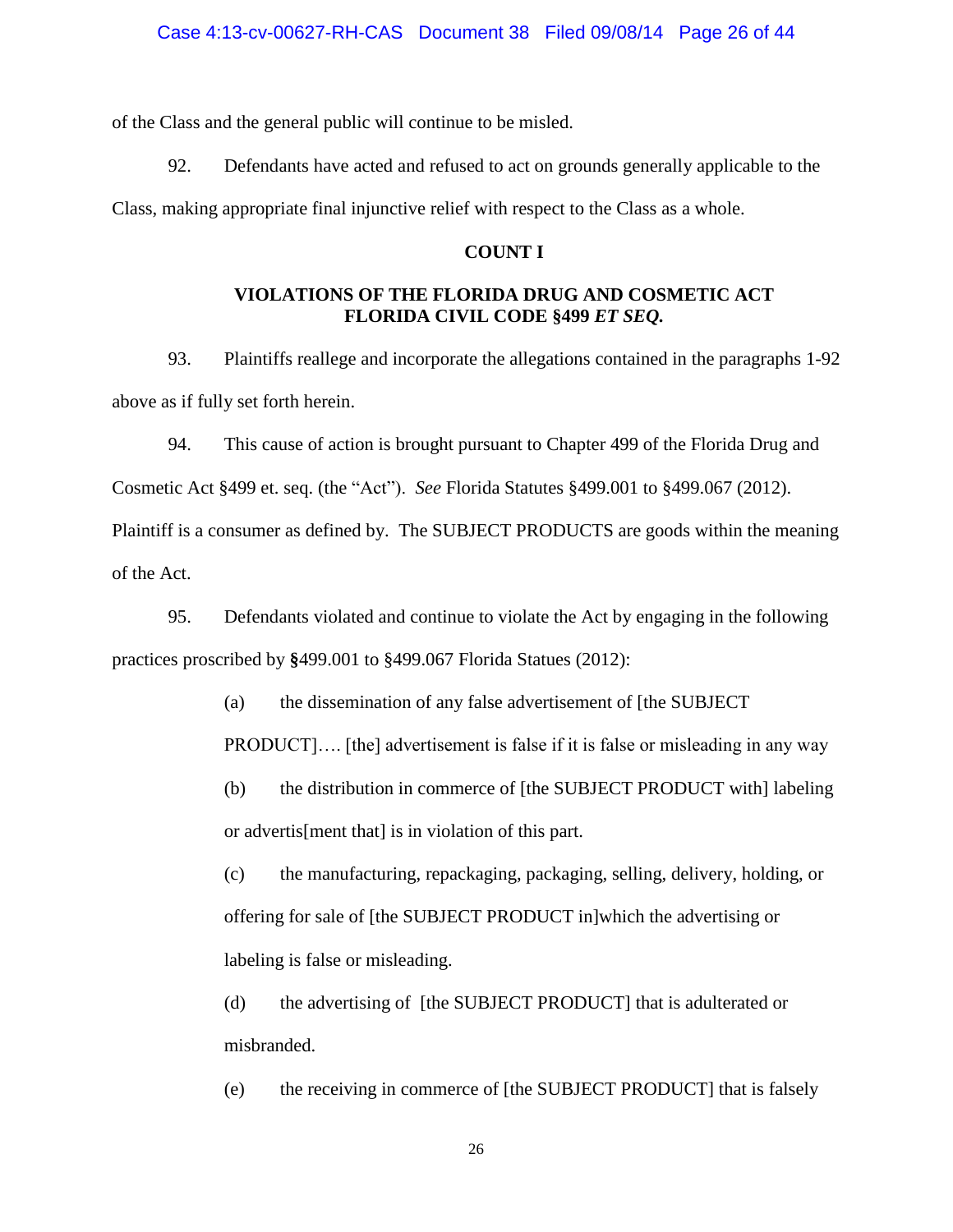of the Class and the general public will continue to be misled.

92. Defendants have acted and refused to act on grounds generally applicable to the Class, making appropriate final injunctive relief with respect to the Class as a whole.

**COUNT I**

**VIOLATIONS OF THE FLORIDA DRUG AND COSMETIC ACT FLORIDA CIVIL CODE §499 *ET SEQ.***

93. Plaintiffs reallege and incorporate the allegations contained in the paragraphs 1-92 above as if fully set forth herein.

94. This cause of action is brought pursuant to Chapter 499 of the Florida Drug and Cosmetic Act §499 et. seq. (the "Act"). *See* Florida Statutes §499.001 to §499.067 (2012). Plaintiff is a consumer as defined by. The SUBJECT PRODUCTS are goods within the meaning of the Act.

95. Defendants violated and continue to violate the Act by engaging in the following practices proscribed by **§**499.001 to §499.067 Florida Statues (2012):

> (a) the dissemination of any false advertisement of [the SUBJECT PRODUCT]…. [the] advertisement is false if it is false or misleading in any way
>
> (b) the distribution in commerce of [the SUBJECT PRODUCT with] labeling or advertis[ment that] is in violation of this part.
>
> (c) the manufacturing, repackaging, packaging, selling, delivery, holding, or offering for sale of [the SUBJECT PRODUCT in]which the advertising or labeling is false or misleading.
>
> (d) the advertising of [the SUBJECT PRODUCT] that is adulterated or misbranded.
>
> (e) the receiving in commerce of [the SUBJECT PRODUCT] that is falsely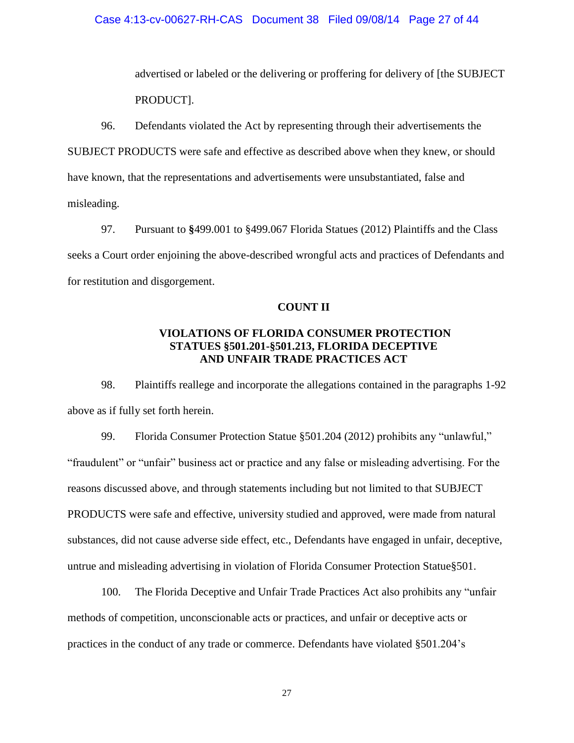advertised or labeled or the delivering or proffering for delivery of [the SUBJECT PRODUCT].

96. Defendants violated the Act by representing through their advertisements the SUBJECT PRODUCTS were safe and effective as described above when they knew, or should have known, that the representations and advertisements were unsubstantiated, false and misleading.

97. Pursuant to **§**499.001 to §499.067 Florida Statues (2012) Plaintiffs and the Class seeks a Court order enjoining the above-described wrongful acts and practices of Defendants and for restitution and disgorgement.

**COUNT II**

**VIOLATIONS OF FLORIDA CONSUMER PROTECTION STATUES §501.201-§501.213, FLORIDA DECEPTIVE AND UNFAIR TRADE PRACTICES ACT**

98. Plaintiffs reallege and incorporate the allegations contained in the paragraphs 1-92 above as if fully set forth herein.

99. Florida Consumer Protection Statue §501.204 (2012) prohibits any "unlawful," "fraudulent" or "unfair" business act or practice and any false or misleading advertising. For the reasons discussed above, and through statements including but not limited to that SUBJECT PRODUCTS were safe and effective, university studied and approved, were made from natural substances, did not cause adverse side effect, etc., Defendants have engaged in unfair, deceptive, untrue and misleading advertising in violation of Florida Consumer Protection Statue§501.

100. The Florida Deceptive and Unfair Trade Practices Act also prohibits any "unfair methods of competition, unconscionable acts or practices, and unfair or deceptive acts or practices in the conduct of any trade or commerce. Defendants have violated §501.204's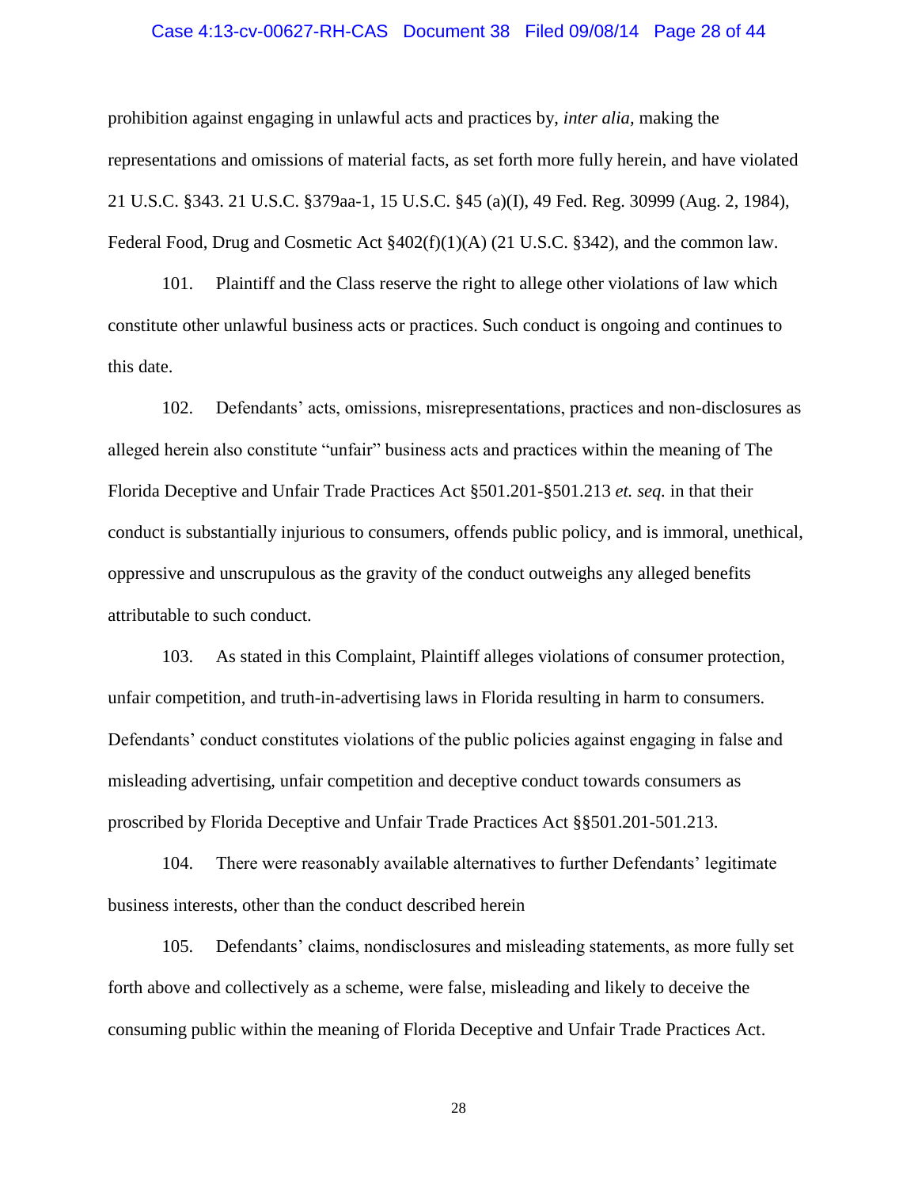prohibition against engaging in unlawful acts and practices by, *inter alia,* making the representations and omissions of material facts, as set forth more fully herein, and have violated 21 U.S.C. §343. 21 U.S.C. §379aa-1, 15 U.S.C. §45 (a)(I), 49 Fed. Reg. 30999 (Aug. 2, 1984), Federal Food, Drug and Cosmetic Act §402(f)(1)(A) (21 U.S.C. §342), and the common law.

101. Plaintiff and the Class reserve the right to allege other violations of law which constitute other unlawful business acts or practices. Such conduct is ongoing and continues to this date.

102. Defendants' acts, omissions, misrepresentations, practices and non-disclosures as alleged herein also constitute "unfair" business acts and practices within the meaning of The Florida Deceptive and Unfair Trade Practices Act §501.201-§501.213 *et. seq.* in that their conduct is substantially injurious to consumers, offends public policy, and is immoral, unethical, oppressive and unscrupulous as the gravity of the conduct outweighs any alleged benefits attributable to such conduct.

103. As stated in this Complaint, Plaintiff alleges violations of consumer protection, unfair competition, and truth-in-advertising laws in Florida resulting in harm to consumers. Defendants' conduct constitutes violations of the public policies against engaging in false and misleading advertising, unfair competition and deceptive conduct towards consumers as proscribed by Florida Deceptive and Unfair Trade Practices Act §§501.201-501.213.

104. There were reasonably available alternatives to further Defendants' legitimate business interests, other than the conduct described herein

105. Defendants' claims, nondisclosures and misleading statements, as more fully set forth above and collectively as a scheme, were false, misleading and likely to deceive the consuming public within the meaning of Florida Deceptive and Unfair Trade Practices Act.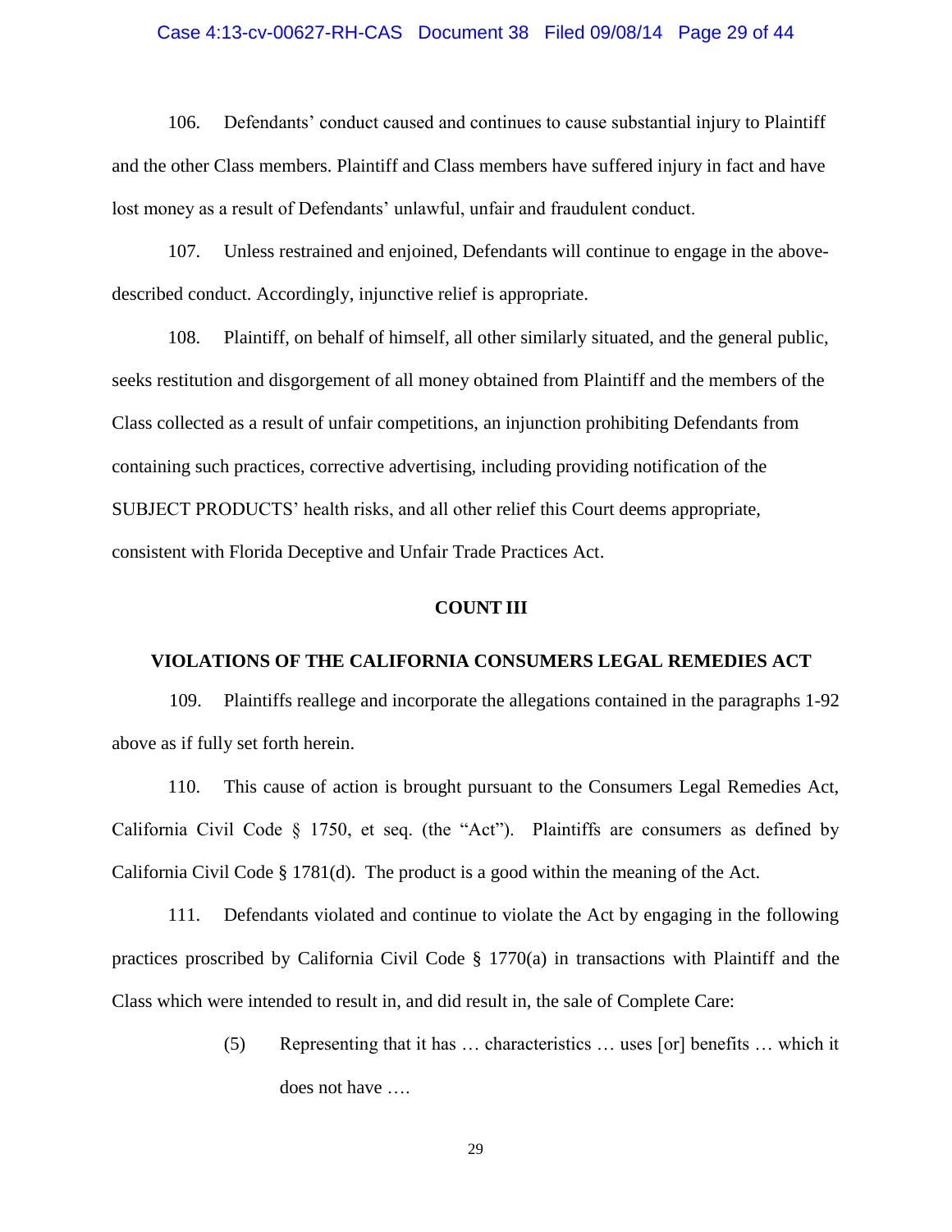106. Defendants' conduct caused and continues to cause substantial injury to Plaintiff and the other Class members. Plaintiff and Class members have suffered injury in fact and have lost money as a result of Defendants' unlawful, unfair and fraudulent conduct.

107. Unless restrained and enjoined, Defendants will continue to engage in the above-described conduct. Accordingly, injunctive relief is appropriate.

108. Plaintiff, on behalf of himself, all other similarly situated, and the general public, seeks restitution and disgorgement of all money obtained from Plaintiff and the members of the Class collected as a result of unfair competitions, an injunction prohibiting Defendants from containing such practices, corrective advertising, including providing notification of the SUBJECT PRODUCTS' health risks, and all other relief this Court deems appropriate, consistent with Florida Deceptive and Unfair Trade Practices Act.

**COUNT III**

**VIOLATIONS OF THE CALIFORNIA CONSUMERS LEGAL REMEDIES ACT**

109. Plaintiffs reallege and incorporate the allegations contained in the paragraphs 1-92 above as if fully set forth herein.

110. This cause of action is brought pursuant to the Consumers Legal Remedies Act, California Civil Code § 1750, et seq. (the "Act"). Plaintiffs are consumers as defined by California Civil Code § 1781(d). The product is a good within the meaning of the Act.

111. Defendants violated and continue to violate the Act by engaging in the following practices proscribed by California Civil Code § 1770(a) in transactions with Plaintiff and the Class which were intended to result in, and did result in, the sale of Complete Care:

> (5) Representing that it has … characteristics … uses [or] benefits … which it does not have ….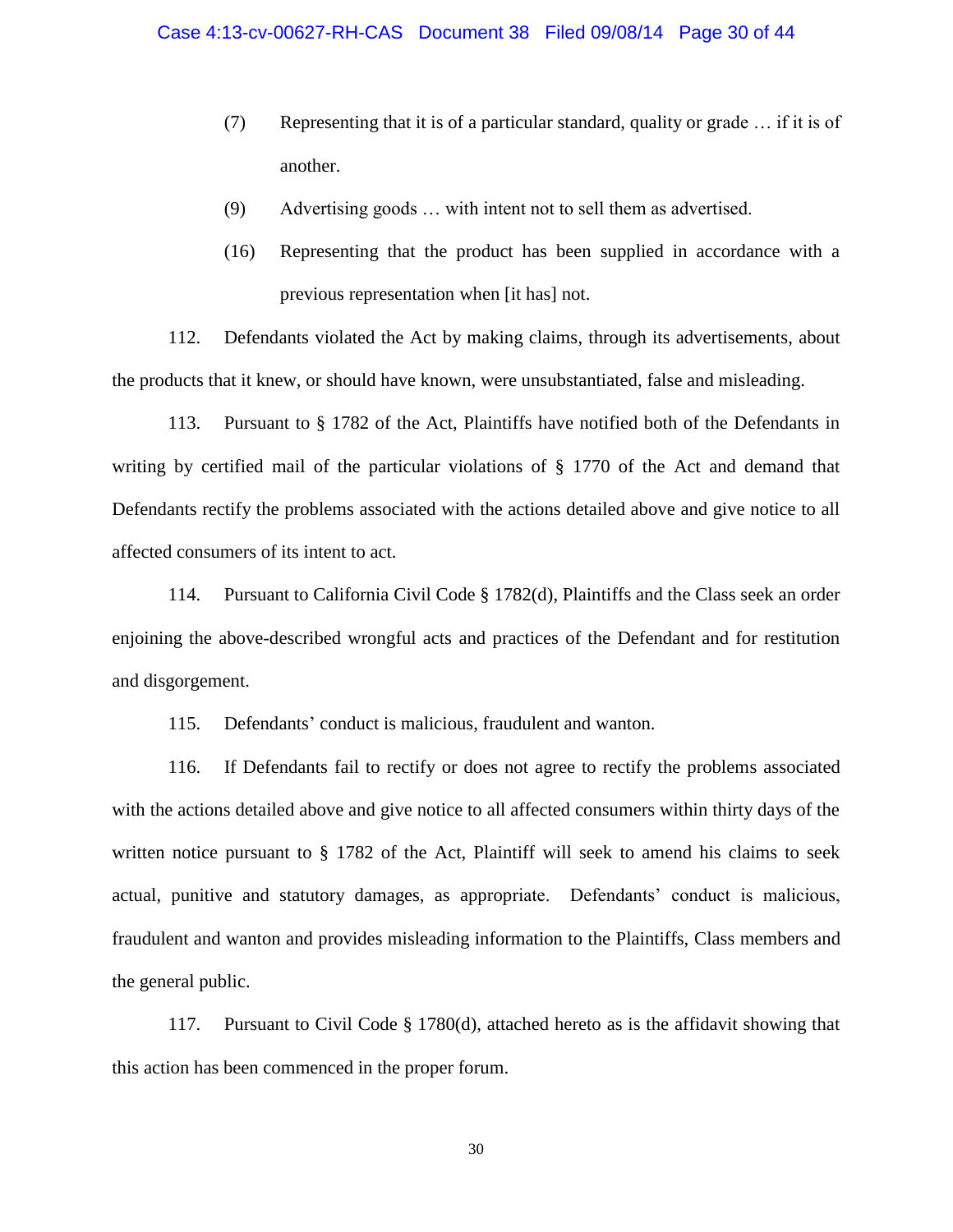(7) Representing that it is of a particular standard, quality or grade … if it is of another.

(9) Advertising goods … with intent not to sell them as advertised.

(16) Representing that the product has been supplied in accordance with a previous representation when [it has] not.

112. Defendants violated the Act by making claims, through its advertisements, about the products that it knew, or should have known, were unsubstantiated, false and misleading.

113. Pursuant to § 1782 of the Act, Plaintiffs have notified both of the Defendants in writing by certified mail of the particular violations of § 1770 of the Act and demand that Defendants rectify the problems associated with the actions detailed above and give notice to all affected consumers of its intent to act.

114. Pursuant to California Civil Code § 1782(d), Plaintiffs and the Class seek an order enjoining the above-described wrongful acts and practices of the Defendant and for restitution and disgorgement.

115. Defendants' conduct is malicious, fraudulent and wanton.

116. If Defendants fail to rectify or does not agree to rectify the problems associated with the actions detailed above and give notice to all affected consumers within thirty days of the written notice pursuant to § 1782 of the Act, Plaintiff will seek to amend his claims to seek actual, punitive and statutory damages, as appropriate. Defendants' conduct is malicious, fraudulent and wanton and provides misleading information to the Plaintiffs, Class members and the general public.

117. Pursuant to Civil Code § 1780(d), attached hereto as is the affidavit showing that this action has been commenced in the proper forum.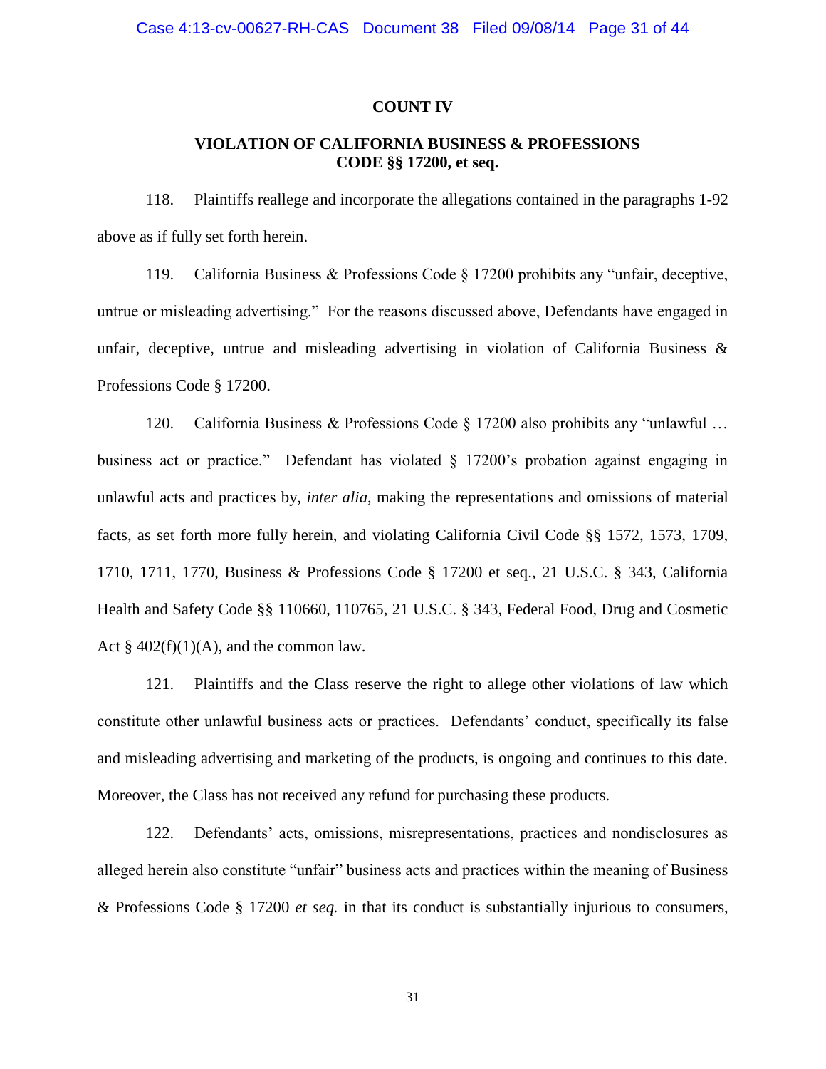**COUNT IV**

**VIOLATION OF CALIFORNIA BUSINESS & PROFESSIONS CODE §§ 17200, et seq.**

118. Plaintiffs reallege and incorporate the allegations contained in the paragraphs 1-92 above as if fully set forth herein.

119. California Business & Professions Code § 17200 prohibits any "unfair, deceptive, untrue or misleading advertising." For the reasons discussed above, Defendants have engaged in unfair, deceptive, untrue and misleading advertising in violation of California Business & Professions Code § 17200.

120. California Business & Professions Code § 17200 also prohibits any "unlawful … business act or practice." Defendant has violated § 17200's probation against engaging in unlawful acts and practices by, *inter alia*, making the representations and omissions of material facts, as set forth more fully herein, and violating California Civil Code §§ 1572, 1573, 1709, 1710, 1711, 1770, Business & Professions Code § 17200 et seq., 21 U.S.C. § 343, California Health and Safety Code §§ 110660, 110765, 21 U.S.C. § 343, Federal Food, Drug and Cosmetic Act § 402(f)(1)(A), and the common law.

121. Plaintiffs and the Class reserve the right to allege other violations of law which constitute other unlawful business acts or practices. Defendants' conduct, specifically its false and misleading advertising and marketing of the products, is ongoing and continues to this date. Moreover, the Class has not received any refund for purchasing these products.

122. Defendants' acts, omissions, misrepresentations, practices and nondisclosures as alleged herein also constitute "unfair" business acts and practices within the meaning of Business & Professions Code § 17200 *et seq.* in that its conduct is substantially injurious to consumers,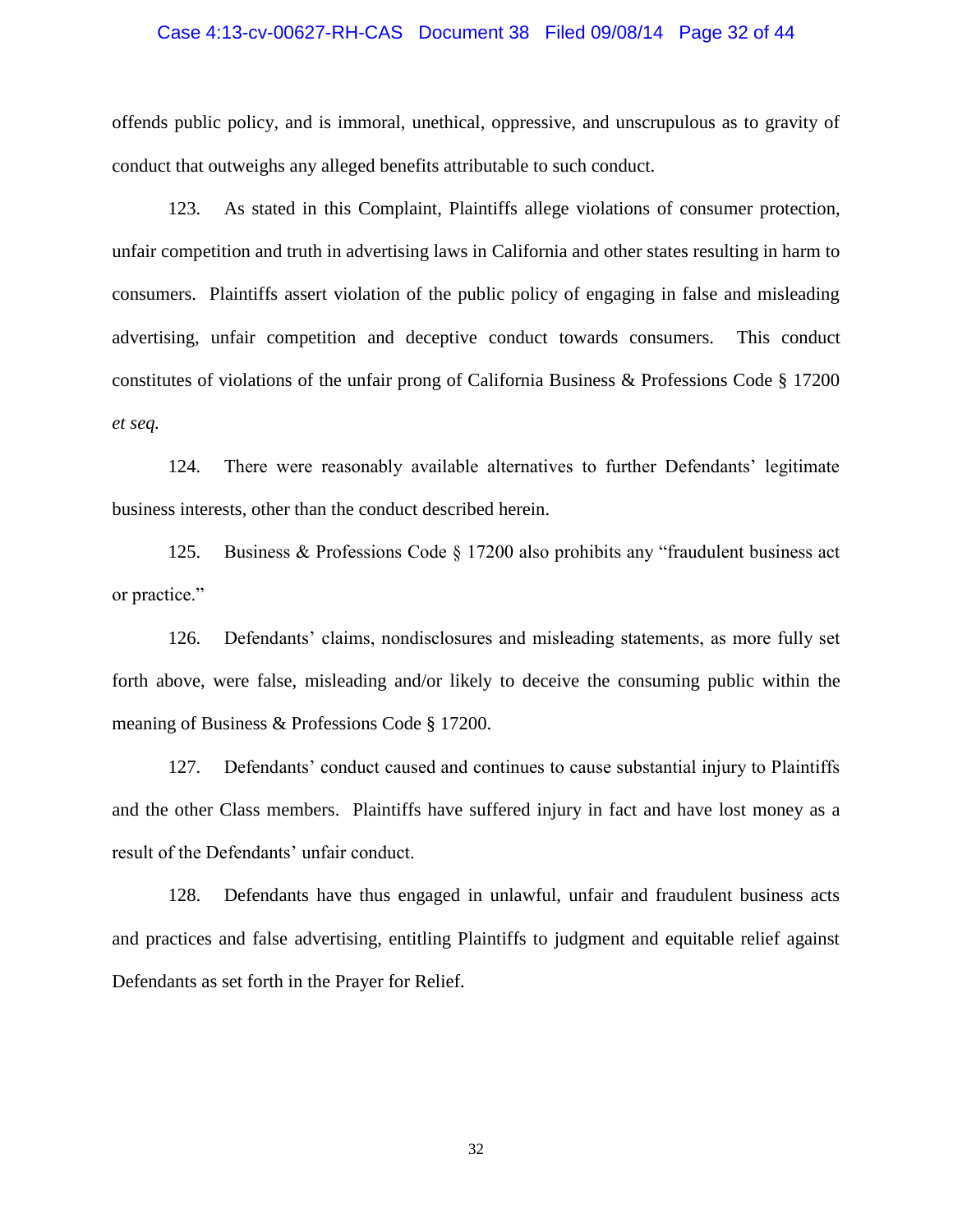offends public policy, and is immoral, unethical, oppressive, and unscrupulous as to gravity of conduct that outweighs any alleged benefits attributable to such conduct.

123. As stated in this Complaint, Plaintiffs allege violations of consumer protection, unfair competition and truth in advertising laws in California and other states resulting in harm to consumers. Plaintiffs assert violation of the public policy of engaging in false and misleading advertising, unfair competition and deceptive conduct towards consumers. This conduct constitutes of violations of the unfair prong of California Business & Professions Code § 17200 *et seq.*

124. There were reasonably available alternatives to further Defendants' legitimate business interests, other than the conduct described herein.

125. Business & Professions Code § 17200 also prohibits any "fraudulent business act or practice."

126. Defendants' claims, nondisclosures and misleading statements, as more fully set forth above, were false, misleading and/or likely to deceive the consuming public within the meaning of Business & Professions Code § 17200.

127. Defendants' conduct caused and continues to cause substantial injury to Plaintiffs and the other Class members. Plaintiffs have suffered injury in fact and have lost money as a result of the Defendants' unfair conduct.

128. Defendants have thus engaged in unlawful, unfair and fraudulent business acts and practices and false advertising, entitling Plaintiffs to judgment and equitable relief against Defendants as set forth in the Prayer for Relief.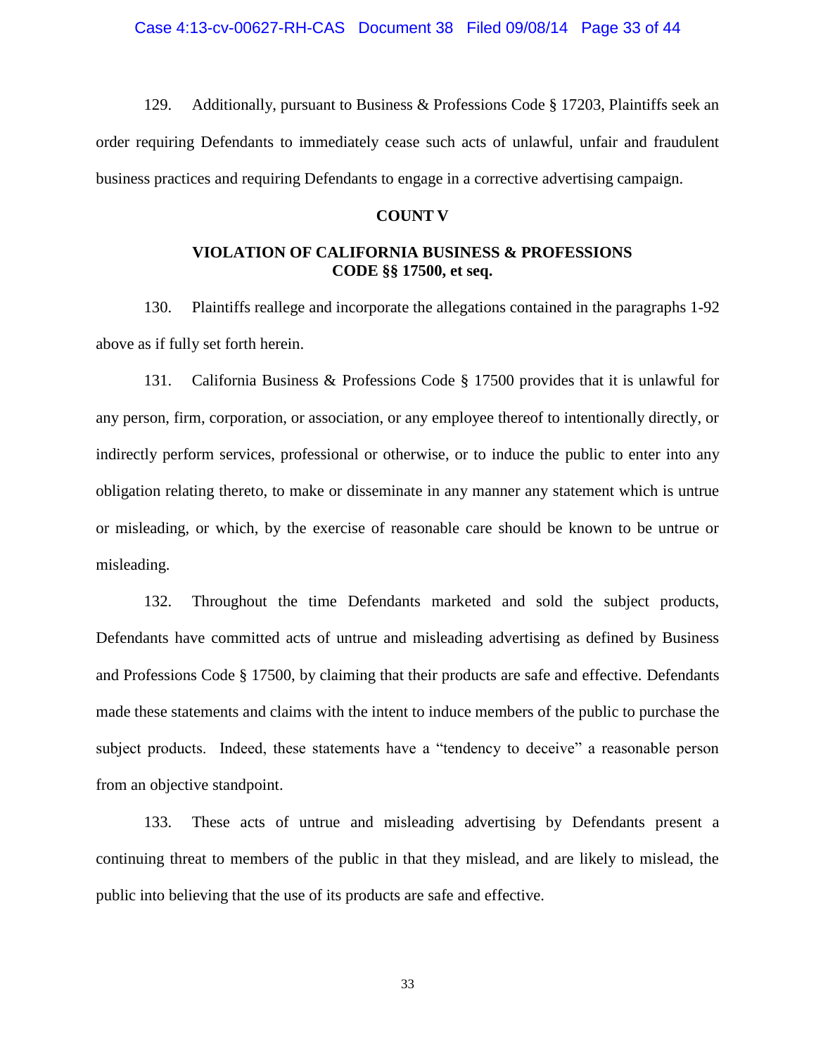129. Additionally, pursuant to Business & Professions Code § 17203, Plaintiffs seek an order requiring Defendants to immediately cease such acts of unlawful, unfair and fraudulent business practices and requiring Defendants to engage in a corrective advertising campaign.

**COUNT V**

**VIOLATION OF CALIFORNIA BUSINESS & PROFESSIONS CODE §§ 17500, et seq.**

130. Plaintiffs reallege and incorporate the allegations contained in the paragraphs 1-92 above as if fully set forth herein.

131. California Business & Professions Code § 17500 provides that it is unlawful for any person, firm, corporation, or association, or any employee thereof to intentionally directly, or indirectly perform services, professional or otherwise, or to induce the public to enter into any obligation relating thereto, to make or disseminate in any manner any statement which is untrue or misleading, or which, by the exercise of reasonable care should be known to be untrue or misleading.

132. Throughout the time Defendants marketed and sold the subject products, Defendants have committed acts of untrue and misleading advertising as defined by Business and Professions Code § 17500, by claiming that their products are safe and effective. Defendants made these statements and claims with the intent to induce members of the public to purchase the subject products. Indeed, these statements have a "tendency to deceive" a reasonable person from an objective standpoint.

133. These acts of untrue and misleading advertising by Defendants present a continuing threat to members of the public in that they mislead, and are likely to mislead, the public into believing that the use of its products are safe and effective.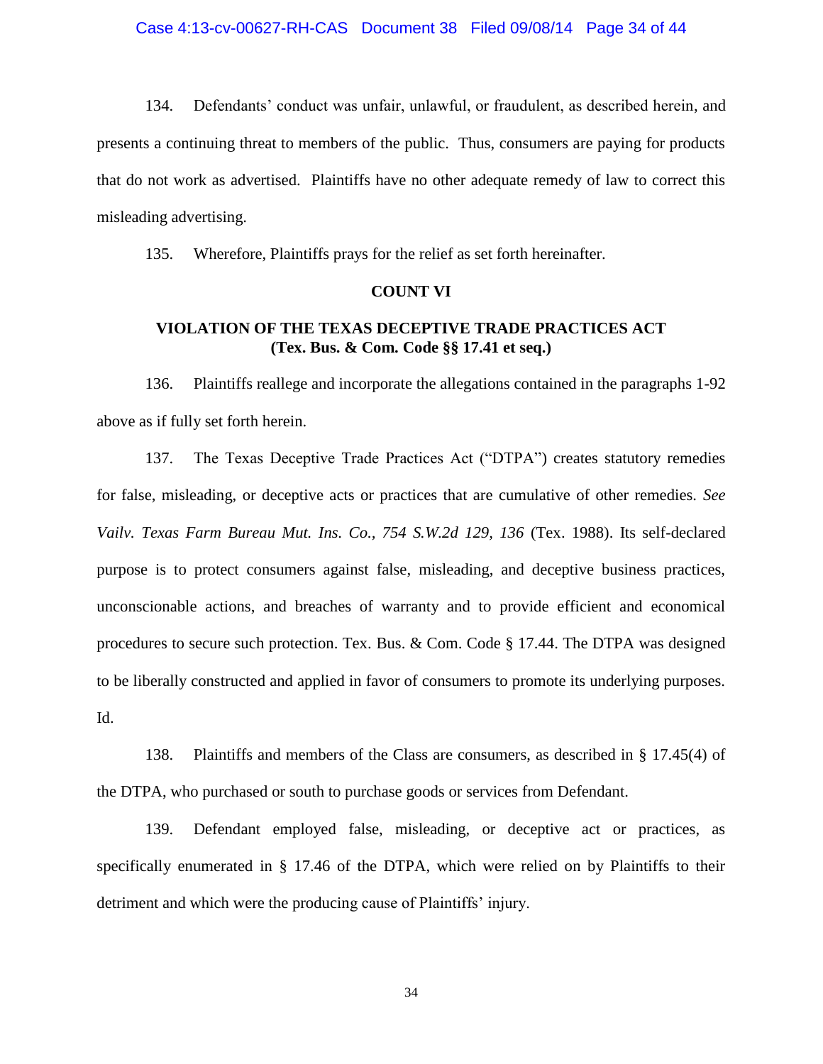134. Defendants' conduct was unfair, unlawful, or fraudulent, as described herein, and presents a continuing threat to members of the public. Thus, consumers are paying for products that do not work as advertised. Plaintiffs have no other adequate remedy of law to correct this misleading advertising.

135. Wherefore, Plaintiffs prays for the relief as set forth hereinafter.

**COUNT VI**

**VIOLATION OF THE TEXAS DECEPTIVE TRADE PRACTICES ACT (Tex. Bus. & Com. Code §§ 17.41 et seq.)**

136. Plaintiffs reallege and incorporate the allegations contained in the paragraphs 1-92 above as if fully set forth herein.

137. The Texas Deceptive Trade Practices Act ("DTPA") creates statutory remedies for false, misleading, or deceptive acts or practices that are cumulative of other remedies. *See Vailv. Texas Farm Bureau Mut. Ins. Co., 754 S.W.2d 129, 136* (Tex. 1988). Its self-declared purpose is to protect consumers against false, misleading, and deceptive business practices, unconscionable actions, and breaches of warranty and to provide efficient and economical procedures to secure such protection. Tex. Bus. & Com. Code § 17.44. The DTPA was designed to be liberally constructed and applied in favor of consumers to promote its underlying purposes. Id.

138. Plaintiffs and members of the Class are consumers, as described in § 17.45(4) of the DTPA, who purchased or south to purchase goods or services from Defendant.

139. Defendant employed false, misleading, or deceptive act or practices, as specifically enumerated in § 17.46 of the DTPA, which were relied on by Plaintiffs to their detriment and which were the producing cause of Plaintiffs' injury.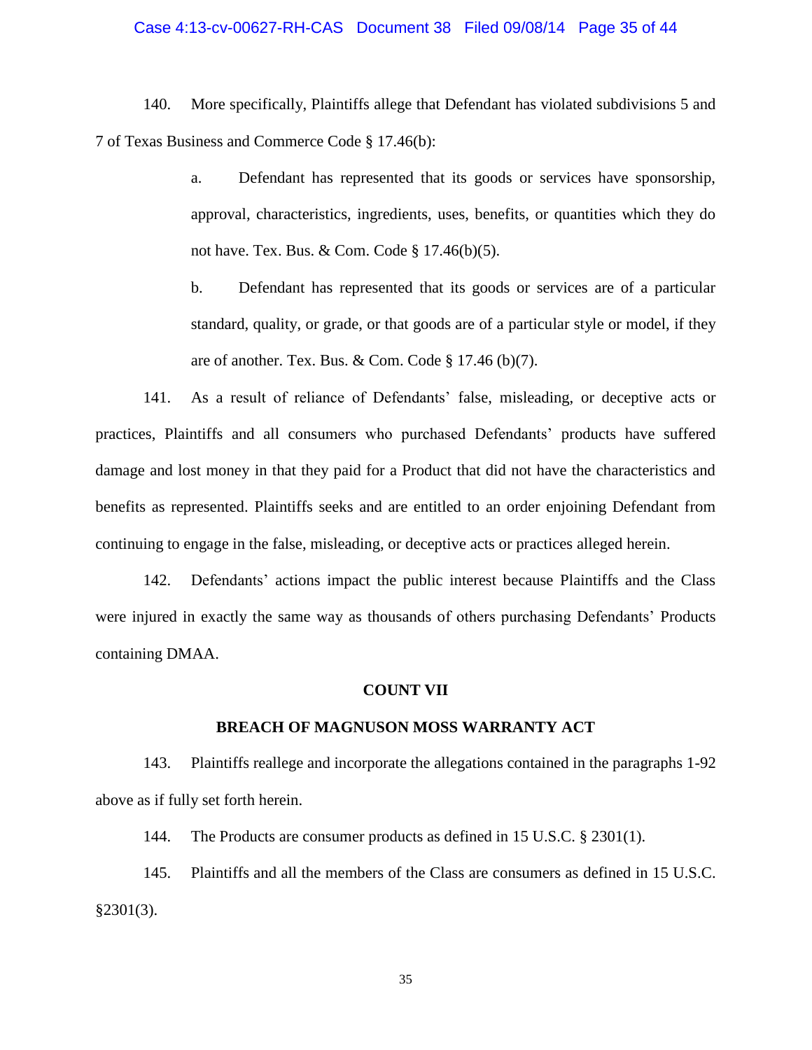140. More specifically, Plaintiffs allege that Defendant has violated subdivisions 5 and 7 of Texas Business and Commerce Code § 17.46(b):

> a. Defendant has represented that its goods or services have sponsorship, approval, characteristics, ingredients, uses, benefits, or quantities which they do not have. Tex. Bus. & Com. Code § 17.46(b)(5).
>
> b. Defendant has represented that its goods or services are of a particular standard, quality, or grade, or that goods are of a particular style or model, if they are of another. Tex. Bus. & Com. Code § 17.46 (b)(7).

141. As a result of reliance of Defendants' false, misleading, or deceptive acts or practices, Plaintiffs and all consumers who purchased Defendants' products have suffered damage and lost money in that they paid for a Product that did not have the characteristics and benefits as represented. Plaintiffs seeks and are entitled to an order enjoining Defendant from continuing to engage in the false, misleading, or deceptive acts or practices alleged herein.

142. Defendants' actions impact the public interest because Plaintiffs and the Class were injured in exactly the same way as thousands of others purchasing Defendants' Products containing DMAA.

## COUNT VII

## BREACH OF MAGNUSON MOSS WARRANTY ACT

143. Plaintiffs reallege and incorporate the allegations contained in the paragraphs 1-92 above as if fully set forth herein.

144. The Products are consumer products as defined in 15 U.S.C. § 2301(1).

145. Plaintiffs and all the members of the Class are consumers as defined in 15 U.S.C. §2301(3).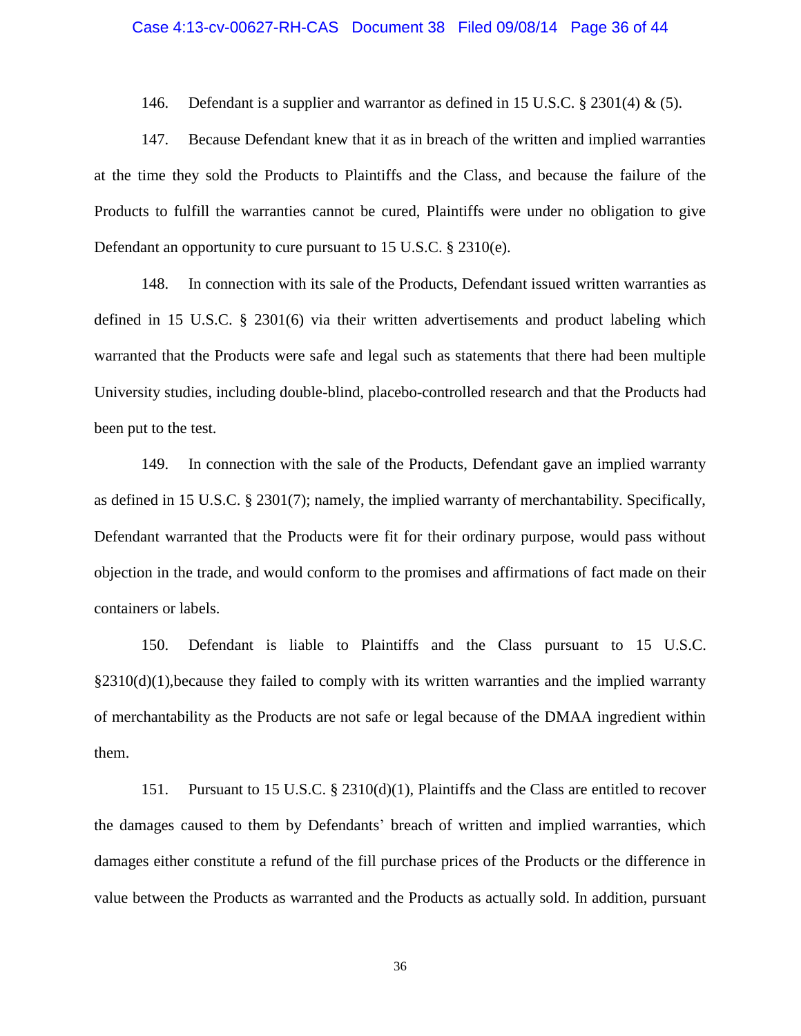146. Defendant is a supplier and warrantor as defined in 15 U.S.C. § 2301(4) & (5).

147. Because Defendant knew that it as in breach of the written and implied warranties at the time they sold the Products to Plaintiffs and the Class, and because the failure of the Products to fulfill the warranties cannot be cured, Plaintiffs were under no obligation to give Defendant an opportunity to cure pursuant to 15 U.S.C. § 2310(e).

148. In connection with its sale of the Products, Defendant issued written warranties as defined in 15 U.S.C. § 2301(6) via their written advertisements and product labeling which warranted that the Products were safe and legal such as statements that there had been multiple University studies, including double-blind, placebo-controlled research and that the Products had been put to the test.

149. In connection with the sale of the Products, Defendant gave an implied warranty as defined in 15 U.S.C. § 2301(7); namely, the implied warranty of merchantability. Specifically, Defendant warranted that the Products were fit for their ordinary purpose, would pass without objection in the trade, and would conform to the promises and affirmations of fact made on their containers or labels.

150. Defendant is liable to Plaintiffs and the Class pursuant to 15 U.S.C. §2310(d)(1),because they failed to comply with its written warranties and the implied warranty of merchantability as the Products are not safe or legal because of the DMAA ingredient within them.

151. Pursuant to 15 U.S.C. § 2310(d)(1), Plaintiffs and the Class are entitled to recover the damages caused to them by Defendants' breach of written and implied warranties, which damages either constitute a refund of the fill purchase prices of the Products or the difference in value between the Products as warranted and the Products as actually sold. In addition, pursuant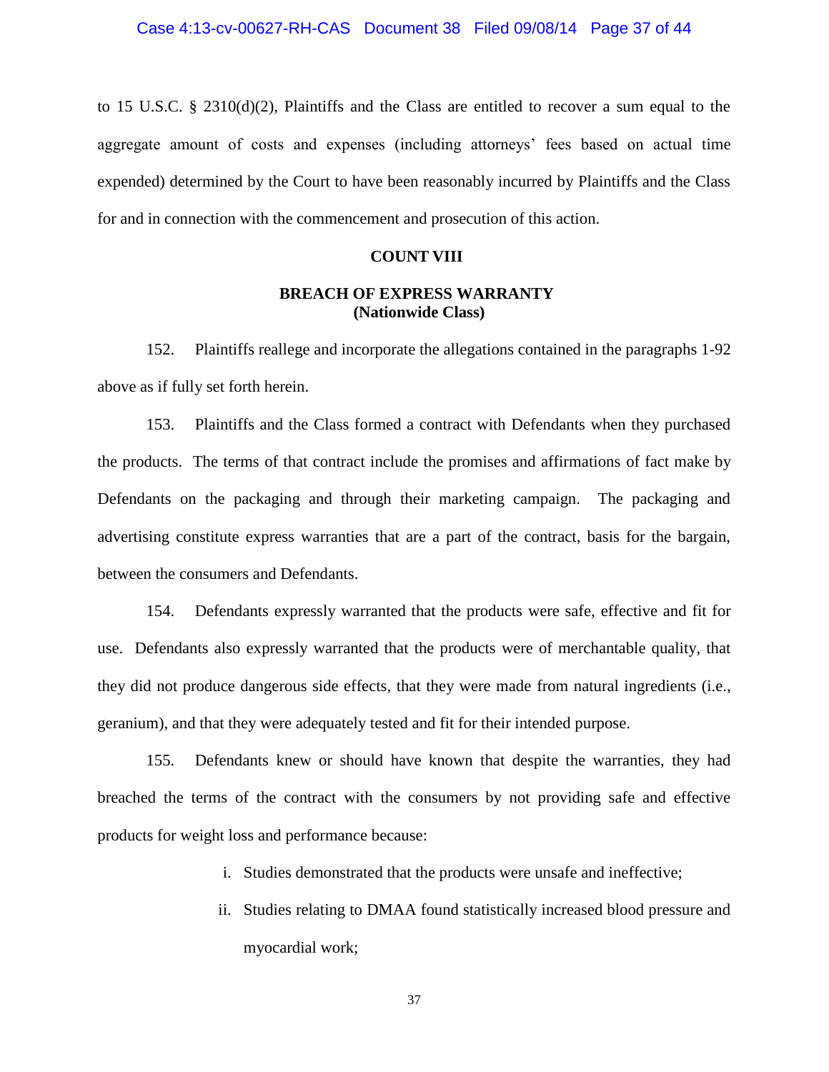to 15 U.S.C. § 2310(d)(2), Plaintiffs and the Class are entitled to recover a sum equal to the aggregate amount of costs and expenses (including attorneys' fees based on actual time expended) determined by the Court to have been reasonably incurred by Plaintiffs and the Class for and in connection with the commencement and prosecution of this action.

**COUNT VIII**

**BREACH OF EXPRESS WARRANTY**
**(Nationwide Class)**

152. Plaintiffs reallege and incorporate the allegations contained in the paragraphs 1-92 above as if fully set forth herein.

153. Plaintiffs and the Class formed a contract with Defendants when they purchased the products. The terms of that contract include the promises and affirmations of fact make by Defendants on the packaging and through their marketing campaign. The packaging and advertising constitute express warranties that are a part of the contract, basis for the bargain, between the consumers and Defendants.

154. Defendants expressly warranted that the products were safe, effective and fit for use. Defendants also expressly warranted that the products were of merchantable quality, that they did not produce dangerous side effects, that they were made from natural ingredients (i.e., geranium), and that they were adequately tested and fit for their intended purpose.

155. Defendants knew or should have known that despite the warranties, they had breached the terms of the contract with the consumers by not providing safe and effective products for weight loss and performance because:

i. Studies demonstrated that the products were unsafe and ineffective;

ii. Studies relating to DMAA found statistically increased blood pressure and myocardial work;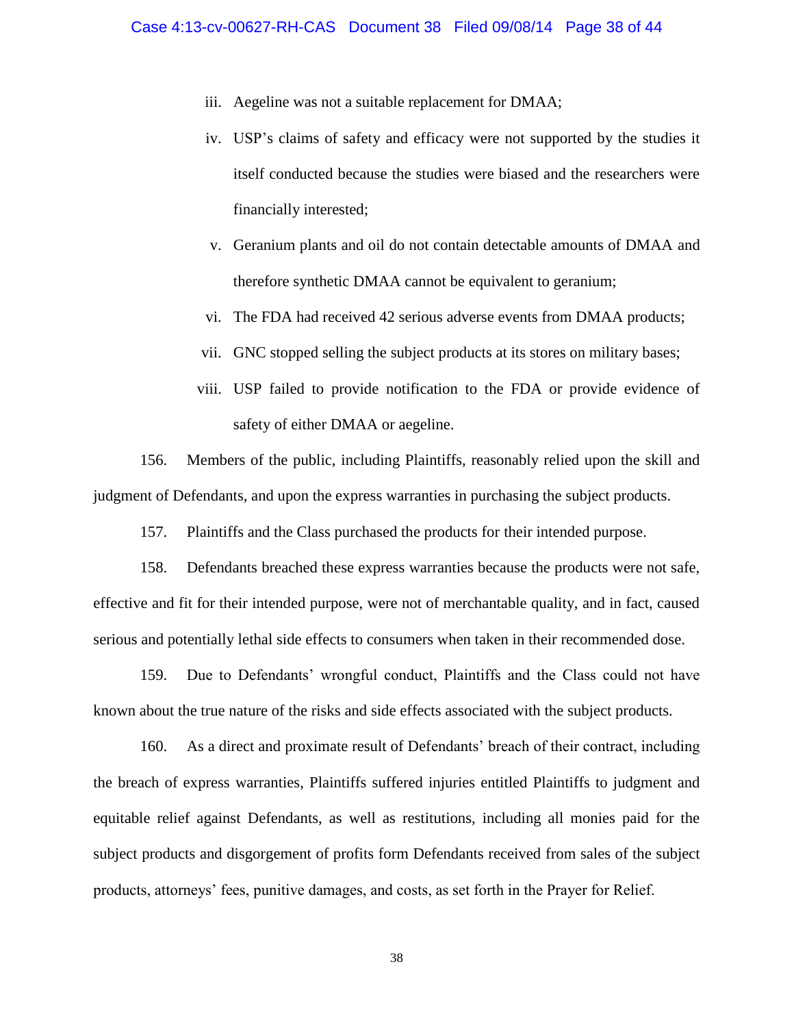iii. Aegeline was not a suitable replacement for DMAA;

iv. USP's claims of safety and efficacy were not supported by the studies it itself conducted because the studies were biased and the researchers were financially interested;

v. Geranium plants and oil do not contain detectable amounts of DMAA and therefore synthetic DMAA cannot be equivalent to geranium;

vi. The FDA had received 42 serious adverse events from DMAA products;

vii. GNC stopped selling the subject products at its stores on military bases;

viii. USP failed to provide notification to the FDA or provide evidence of safety of either DMAA or aegeline.

156. Members of the public, including Plaintiffs, reasonably relied upon the skill and judgment of Defendants, and upon the express warranties in purchasing the subject products.

157. Plaintiffs and the Class purchased the products for their intended purpose.

158. Defendants breached these express warranties because the products were not safe, effective and fit for their intended purpose, were not of merchantable quality, and in fact, caused serious and potentially lethal side effects to consumers when taken in their recommended dose.

159. Due to Defendants' wrongful conduct, Plaintiffs and the Class could not have known about the true nature of the risks and side effects associated with the subject products.

160. As a direct and proximate result of Defendants' breach of their contract, including the breach of express warranties, Plaintiffs suffered injuries entitled Plaintiffs to judgment and equitable relief against Defendants, as well as restitutions, including all monies paid for the subject products and disgorgement of profits form Defendants received from sales of the subject products, attorneys' fees, punitive damages, and costs, as set forth in the Prayer for Relief.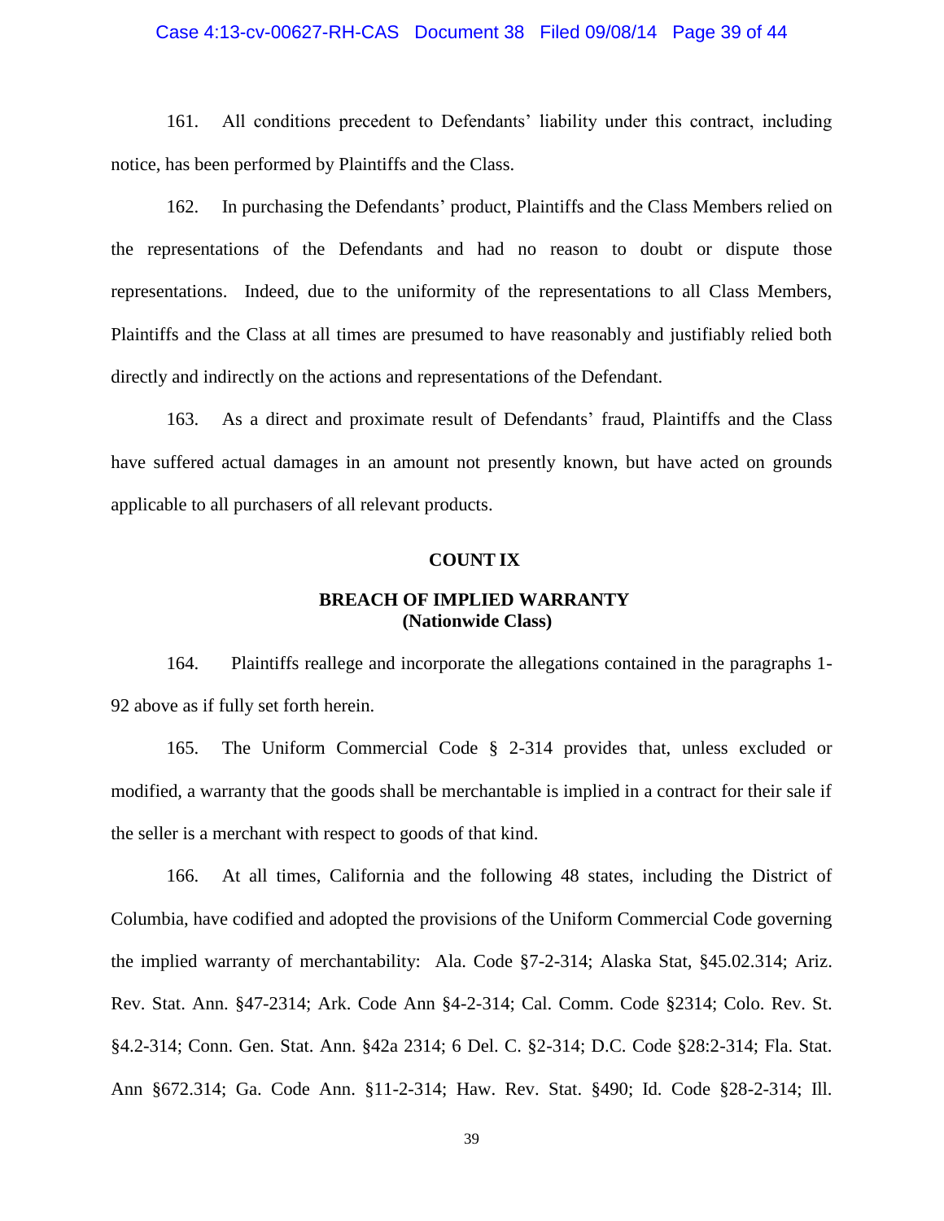161. All conditions precedent to Defendants' liability under this contract, including notice, has been performed by Plaintiffs and the Class.

162. In purchasing the Defendants' product, Plaintiffs and the Class Members relied on the representations of the Defendants and had no reason to doubt or dispute those representations. Indeed, due to the uniformity of the representations to all Class Members, Plaintiffs and the Class at all times are presumed to have reasonably and justifiably relied both directly and indirectly on the actions and representations of the Defendant.

163. As a direct and proximate result of Defendants' fraud, Plaintiffs and the Class have suffered actual damages in an amount not presently known, but have acted on grounds applicable to all purchasers of all relevant products.

**COUNT IX**

**BREACH OF IMPLIED WARRANTY**
**(Nationwide Class)**

164. Plaintiffs reallege and incorporate the allegations contained in the paragraphs 1-92 above as if fully set forth herein.

165. The Uniform Commercial Code § 2-314 provides that, unless excluded or modified, a warranty that the goods shall be merchantable is implied in a contract for their sale if the seller is a merchant with respect to goods of that kind.

166. At all times, California and the following 48 states, including the District of Columbia, have codified and adopted the provisions of the Uniform Commercial Code governing the implied warranty of merchantability: Ala. Code §7-2-314; Alaska Stat, §45.02.314; Ariz. Rev. Stat. Ann. §47-2314; Ark. Code Ann §4-2-314; Cal. Comm. Code §2314; Colo. Rev. St. §4.2-314; Conn. Gen. Stat. Ann. §42a 2314; 6 Del. C. §2-314; D.C. Code §28:2-314; Fla. Stat. Ann §672.314; Ga. Code Ann. §11-2-314; Haw. Rev. Stat. §490; Id. Code §28-2-314; Ill.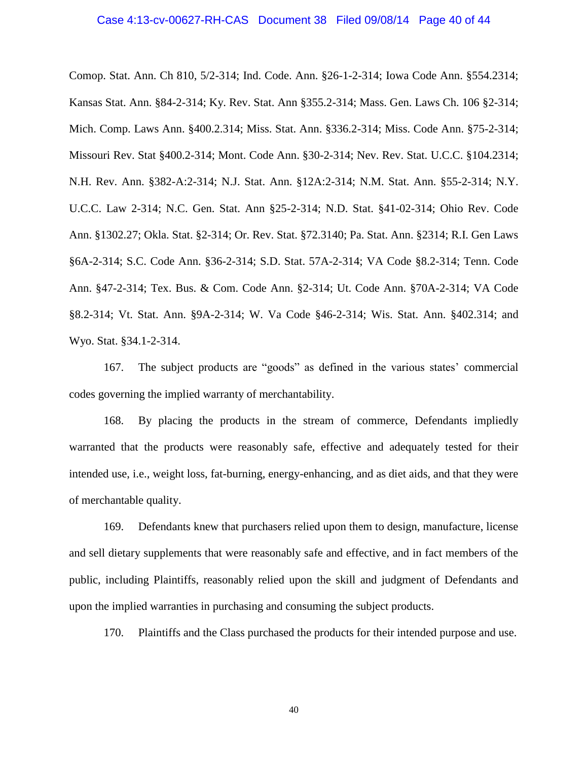Comop. Stat. Ann. Ch 810, 5/2-314; Ind. Code. Ann. §26-1-2-314; Iowa Code Ann. §554.2314; Kansas Stat. Ann. §84-2-314; Ky. Rev. Stat. Ann §355.2-314; Mass. Gen. Laws Ch. 106 §2-314; Mich. Comp. Laws Ann. §400.2.314; Miss. Stat. Ann. §336.2-314; Miss. Code Ann. §75-2-314; Missouri Rev. Stat §400.2-314; Mont. Code Ann. §30-2-314; Nev. Rev. Stat. U.C.C. §104.2314; N.H. Rev. Ann. §382-A:2-314; N.J. Stat. Ann. §12A:2-314; N.M. Stat. Ann. §55-2-314; N.Y. U.C.C. Law 2-314; N.C. Gen. Stat. Ann §25-2-314; N.D. Stat. §41-02-314; Ohio Rev. Code Ann. §1302.27; Okla. Stat. §2-314; Or. Rev. Stat. §72.3140; Pa. Stat. Ann. §2314; R.I. Gen Laws §6A-2-314; S.C. Code Ann. §36-2-314; S.D. Stat. 57A-2-314; VA Code §8.2-314; Tenn. Code Ann. §47-2-314; Tex. Bus. & Com. Code Ann. §2-314; Ut. Code Ann. §70A-2-314; VA Code §8.2-314; Vt. Stat. Ann. §9A-2-314; W. Va Code §46-2-314; Wis. Stat. Ann. §402.314; and Wyo. Stat. §34.1-2-314.

167. The subject products are "goods" as defined in the various states' commercial codes governing the implied warranty of merchantability.

168. By placing the products in the stream of commerce, Defendants impliedly warranted that the products were reasonably safe, effective and adequately tested for their intended use, i.e., weight loss, fat-burning, energy-enhancing, and as diet aids, and that they were of merchantable quality.

169. Defendants knew that purchasers relied upon them to design, manufacture, license and sell dietary supplements that were reasonably safe and effective, and in fact members of the public, including Plaintiffs, reasonably relied upon the skill and judgment of Defendants and upon the implied warranties in purchasing and consuming the subject products.

170. Plaintiffs and the Class purchased the products for their intended purpose and use.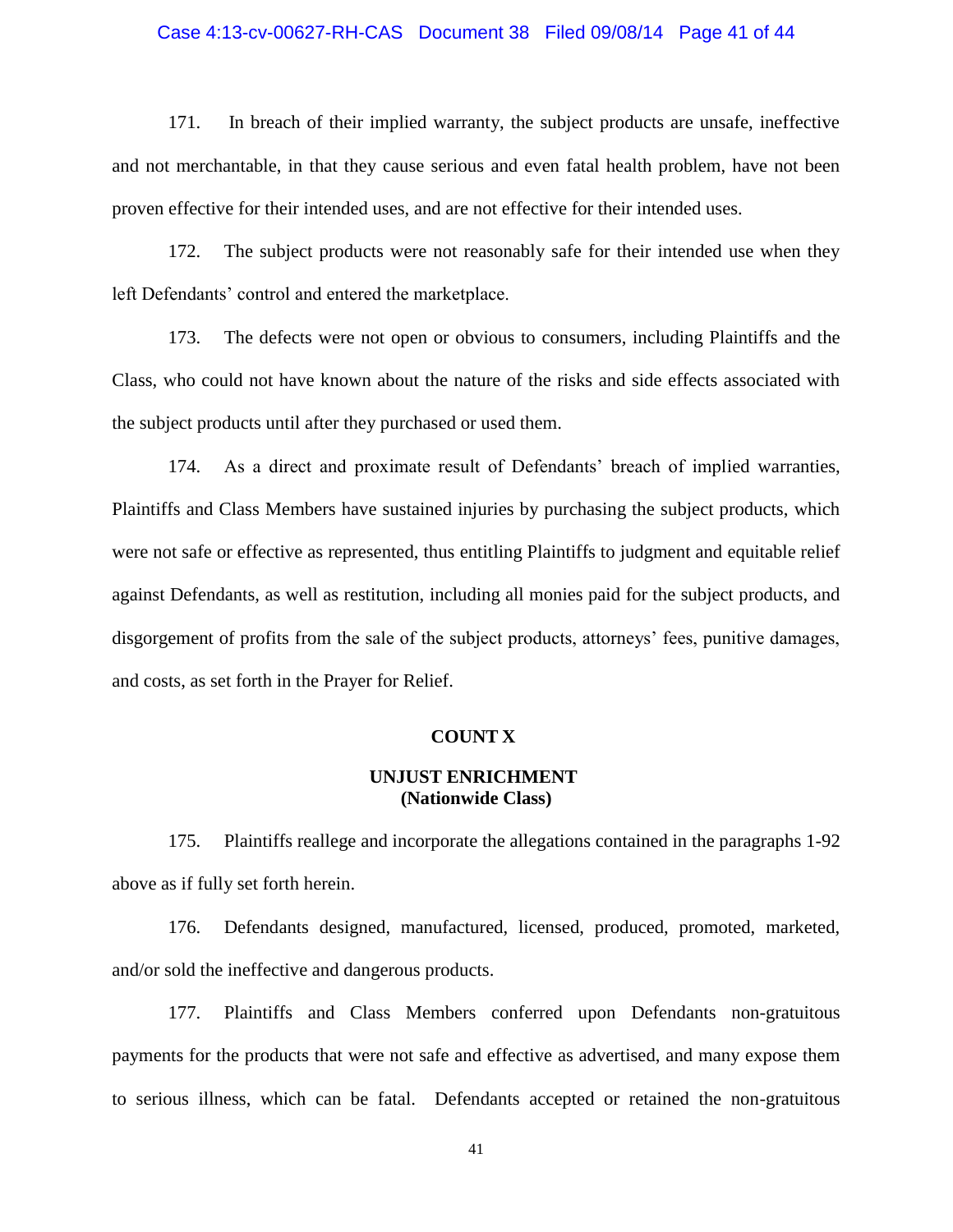171. In breach of their implied warranty, the subject products are unsafe, ineffective and not merchantable, in that they cause serious and even fatal health problem, have not been proven effective for their intended uses, and are not effective for their intended uses.

172. The subject products were not reasonably safe for their intended use when they left Defendants' control and entered the marketplace.

173. The defects were not open or obvious to consumers, including Plaintiffs and the Class, who could not have known about the nature of the risks and side effects associated with the subject products until after they purchased or used them.

174. As a direct and proximate result of Defendants' breach of implied warranties, Plaintiffs and Class Members have sustained injuries by purchasing the subject products, which were not safe or effective as represented, thus entitling Plaintiffs to judgment and equitable relief against Defendants, as well as restitution, including all monies paid for the subject products, and disgorgement of profits from the sale of the subject products, attorneys' fees, punitive damages, and costs, as set forth in the Prayer for Relief.

**COUNT X**

**UNJUST ENRICHMENT**
**(Nationwide Class)**

175. Plaintiffs reallege and incorporate the allegations contained in the paragraphs 1-92 above as if fully set forth herein.

176. Defendants designed, manufactured, licensed, produced, promoted, marketed, and/or sold the ineffective and dangerous products.

177. Plaintiffs and Class Members conferred upon Defendants non-gratuitous payments for the products that were not safe and effective as advertised, and many expose them to serious illness, which can be fatal. Defendants accepted or retained the non-gratuitous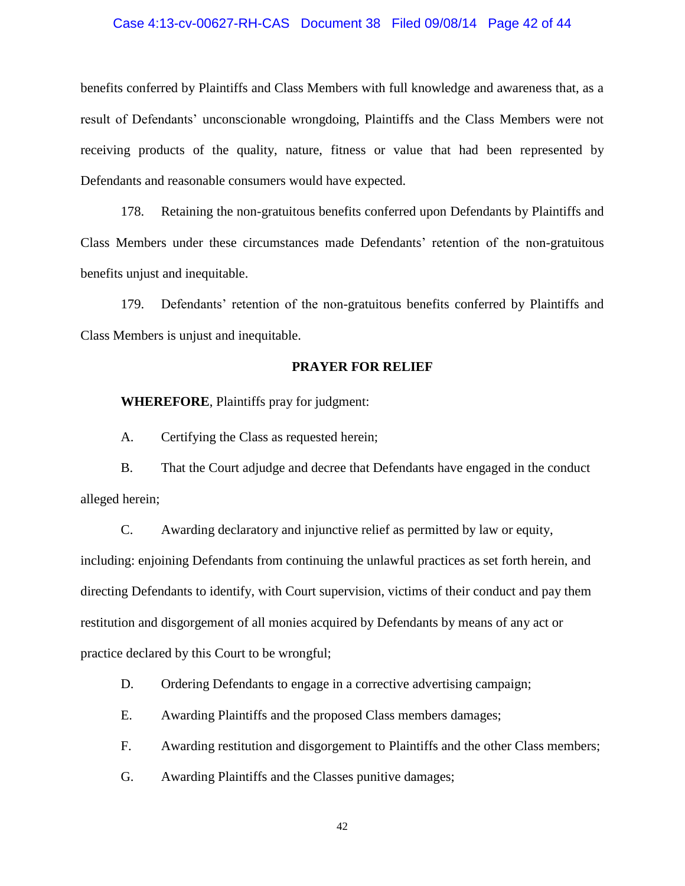benefits conferred by Plaintiffs and Class Members with full knowledge and awareness that, as a result of Defendants' unconscionable wrongdoing, Plaintiffs and the Class Members were not receiving products of the quality, nature, fitness or value that had been represented by Defendants and reasonable consumers would have expected.

178. Retaining the non-gratuitous benefits conferred upon Defendants by Plaintiffs and Class Members under these circumstances made Defendants' retention of the non-gratuitous benefits unjust and inequitable.

179. Defendants' retention of the non-gratuitous benefits conferred by Plaintiffs and Class Members is unjust and inequitable.

## PRAYER FOR RELIEF

**WHEREFORE**, Plaintiffs pray for judgment:

A. Certifying the Class as requested herein;

B. That the Court adjudge and decree that Defendants have engaged in the conduct alleged herein;

C. Awarding declaratory and injunctive relief as permitted by law or equity, including: enjoining Defendants from continuing the unlawful practices as set forth herein, and directing Defendants to identify, with Court supervision, victims of their conduct and pay them restitution and disgorgement of all monies acquired by Defendants by means of any act or practice declared by this Court to be wrongful;

D. Ordering Defendants to engage in a corrective advertising campaign;

E. Awarding Plaintiffs and the proposed Class members damages;

F. Awarding restitution and disgorgement to Plaintiffs and the other Class members;

G. Awarding Plaintiffs and the Classes punitive damages;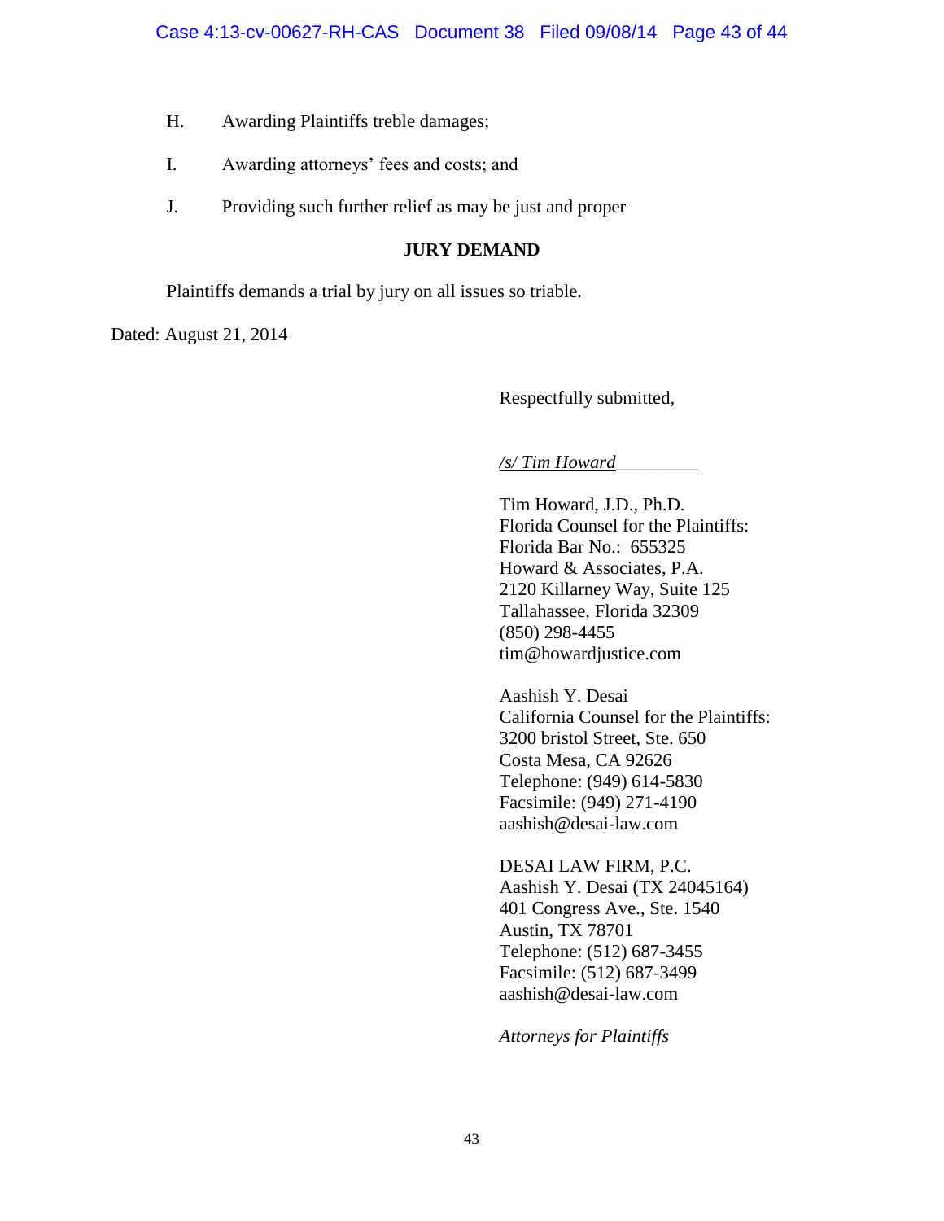H. Awarding Plaintiffs treble damages;

I. Awarding attorneys' fees and costs; and

J. Providing such further relief as may be just and proper

**JURY DEMAND**

Plaintiffs demands a trial by jury on all issues so triable.

Dated: August 21, 2014

Respectfully submitted,

*/s/ Tim Howard*\_\_\_\_\_\_\_\_\_

Tim Howard, J.D., Ph.D.
Florida Counsel for the Plaintiffs:
Florida Bar No.: 655325
Howard & Associates, P.A.
2120 Killarney Way, Suite 125
Tallahassee, Florida 32309
(850) 298-4455
tim@howardjustice.com

Aashish Y. Desai
California Counsel for the Plaintiffs:
3200 bristol Street, Ste. 650
Costa Mesa, CA 92626
Telephone: (949) 614-5830
Facsimile: (949) 271-4190
aashish@desai-law.com

DESAI LAW FIRM, P.C.
Aashish Y. Desai (TX 24045164)
401 Congress Ave., Ste. 1540
Austin, TX 78701
Telephone: (512) 687-3455
Facsimile: (512) 687-3499
aashish@desai-law.com

*Attorneys for Plaintiffs*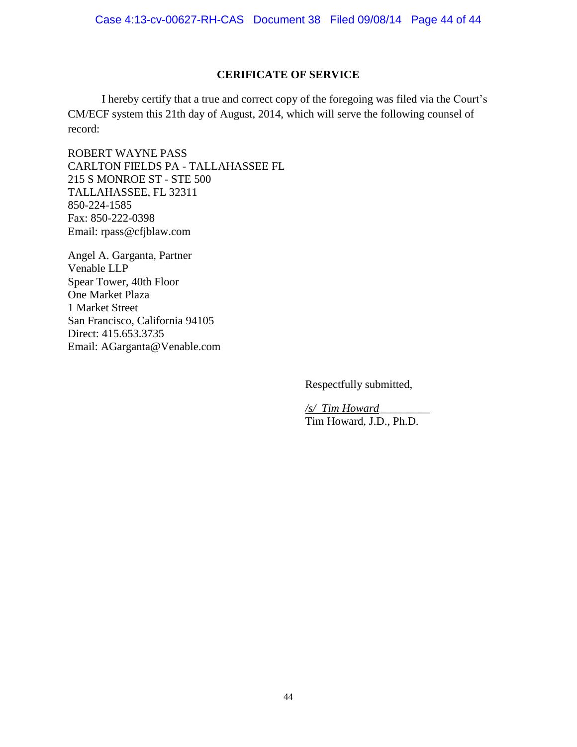## CERIFICATE OF SERVICE

I hereby certify that a true and correct copy of the foregoing was filed via the Court's CM/ECF system this 21th day of August, 2014, which will serve the following counsel of record:

ROBERT WAYNE PASS
CARLTON FIELDS PA - TALLAHASSEE FL
215 S MONROE ST - STE 500
TALLAHASSEE, FL 32311
850-224-1585
Fax: 850-222-0398
Email: rpass@cfjblaw.com

Angel A. Garganta, Partner
Venable LLP
Spear Tower, 40th Floor
One Market Plaza
1 Market Street
San Francisco, California 94105
Direct: 415.653.3735
Email: AGarganta@Venable.com

Respectfully submitted,

*/s/ Tim Howard*_________
Tim Howard, J.D., Ph.D.